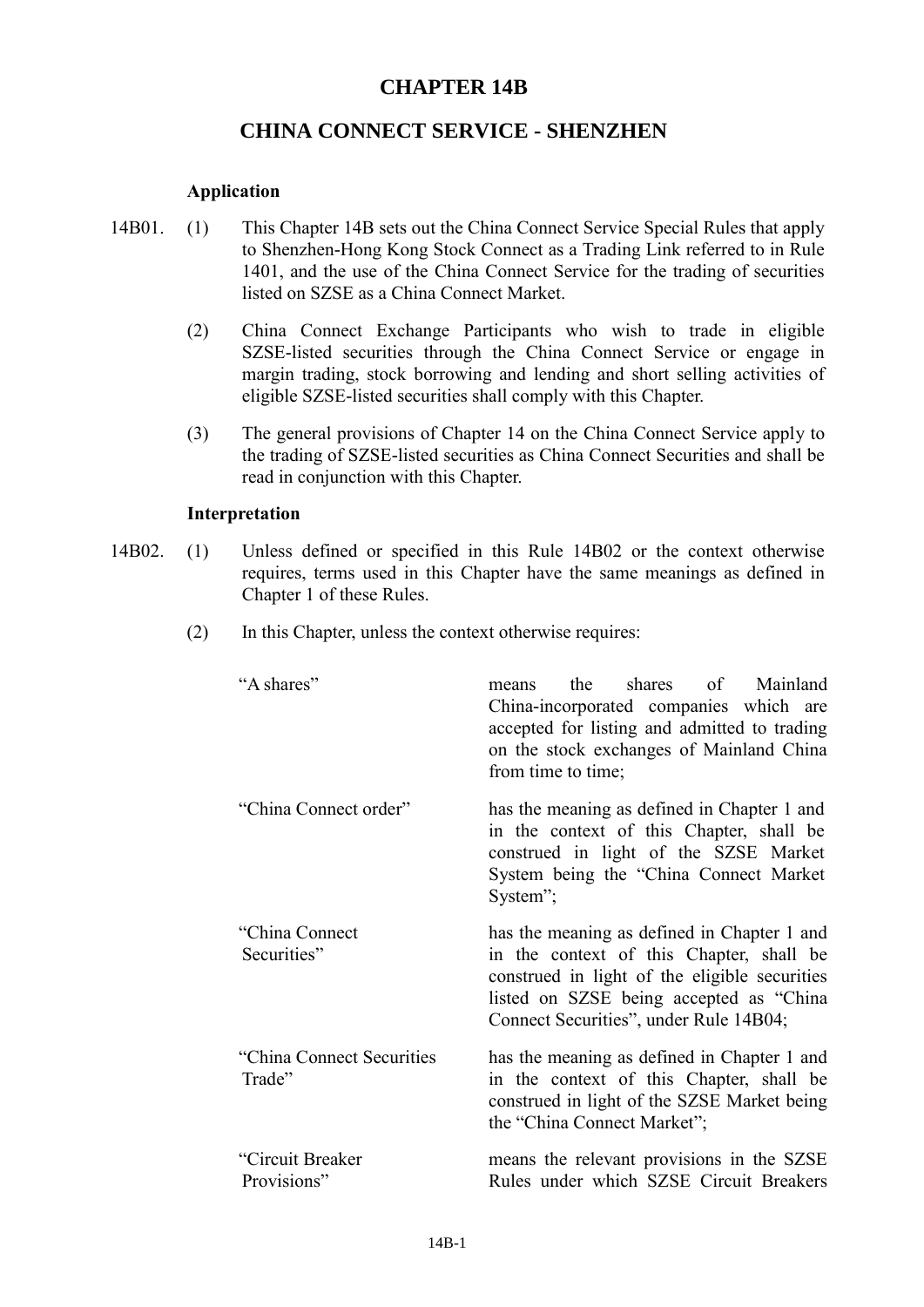# CHAPTER 14B

## CHINA CONNECT SERVICE - SHENZHEN

### Application

14B01. (1) This Chapter 14B sets out the China Connect Service Special Rules that apply to Shenzhen-Hong Kong Stock Connect as a Trading Link referred to in Rule 1401, and the use of the China Connect Service for the trading of securities listed on SZSE as a China Connect Market.

(2) China Connect Exchange Participants who wish to trade in eligible SZSE-listed securities through the China Connect Service or engage in margin trading, stock borrowing and lending and short selling activities of eligible SZSE-listed securities shall comply with this Chapter.

(3) The general provisions of Chapter 14 on the China Connect Service apply to the trading of SZSE-listed securities as China Connect Securities and shall be read in conjunction with this Chapter.

### Interpretation

14B02. (1) Unless defined or specified in this Rule 14B02 or the context otherwise requires, terms used in this Chapter have the same meanings as defined in Chapter 1 of these Rules.

(2) In this Chapter, unless the context otherwise requires:

| | |
|---|---|
| "A shares" | means the shares of Mainland China-incorporated companies which are accepted for listing and admitted to trading on the stock exchanges of Mainland China from time to time; |
| "China Connect order" | has the meaning as defined in Chapter 1 and in the context of this Chapter, shall be construed in light of the SZSE Market System being the "China Connect Market System"; |
| "China Connect Securities" | has the meaning as defined in Chapter 1 and in the context of this Chapter, shall be construed in light of the eligible securities listed on SZSE being accepted as "China Connect Securities", under Rule 14B04; |
| "China Connect Securities Trade" | has the meaning as defined in Chapter 1 and in the context of this Chapter, shall be construed in light of the SZSE Market being the "China Connect Market"; |
| "Circuit Breaker Provisions" | means the relevant provisions in the SZSE Rules under which SZSE Circuit Breakers |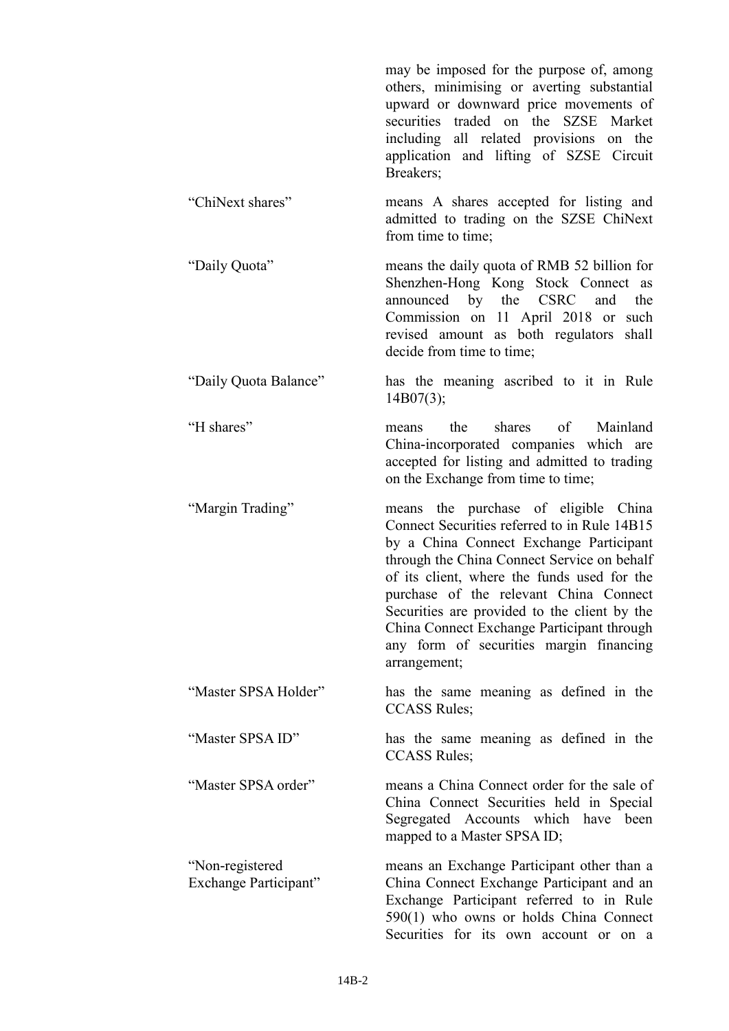may be imposed for the purpose of, among others, minimising or averting substantial upward or downward price movements of securities traded on the SZSE Market including all related provisions on the application and lifting of SZSE Circuit Breakers;

| | |
|---|---|
| "ChiNext shares" | means A shares accepted for listing and admitted to trading on the SZSE ChiNext from time to time; |
| "Daily Quota" | means the daily quota of RMB 52 billion for Shenzhen-Hong Kong Stock Connect as announced by the CSRC and the Commission on 11 April 2018 or such revised amount as both regulators shall decide from time to time; |
| "Daily Quota Balance" | has the meaning ascribed to it in Rule 14B07(3); |
| "H shares" | means the shares of Mainland China-incorporated companies which are accepted for listing and admitted to trading on the Exchange from time to time; |
| "Margin Trading" | means the purchase of eligible China Connect Securities referred to in Rule 14B15 by a China Connect Exchange Participant through the China Connect Service on behalf of its client, where the funds used for the purchase of the relevant China Connect Securities are provided to the client by the China Connect Exchange Participant through any form of securities margin financing arrangement; |
| "Master SPSA Holder" | has the same meaning as defined in the CCASS Rules; |
| "Master SPSA ID" | has the same meaning as defined in the CCASS Rules; |
| "Master SPSA order" | means a China Connect order for the sale of China Connect Securities held in Special Segregated Accounts which have been mapped to a Master SPSA ID; |
| "Non-registered Exchange Participant" | means an Exchange Participant other than a China Connect Exchange Participant and an Exchange Participant referred to in Rule 590(1) who owns or holds China Connect Securities for its own account or on a |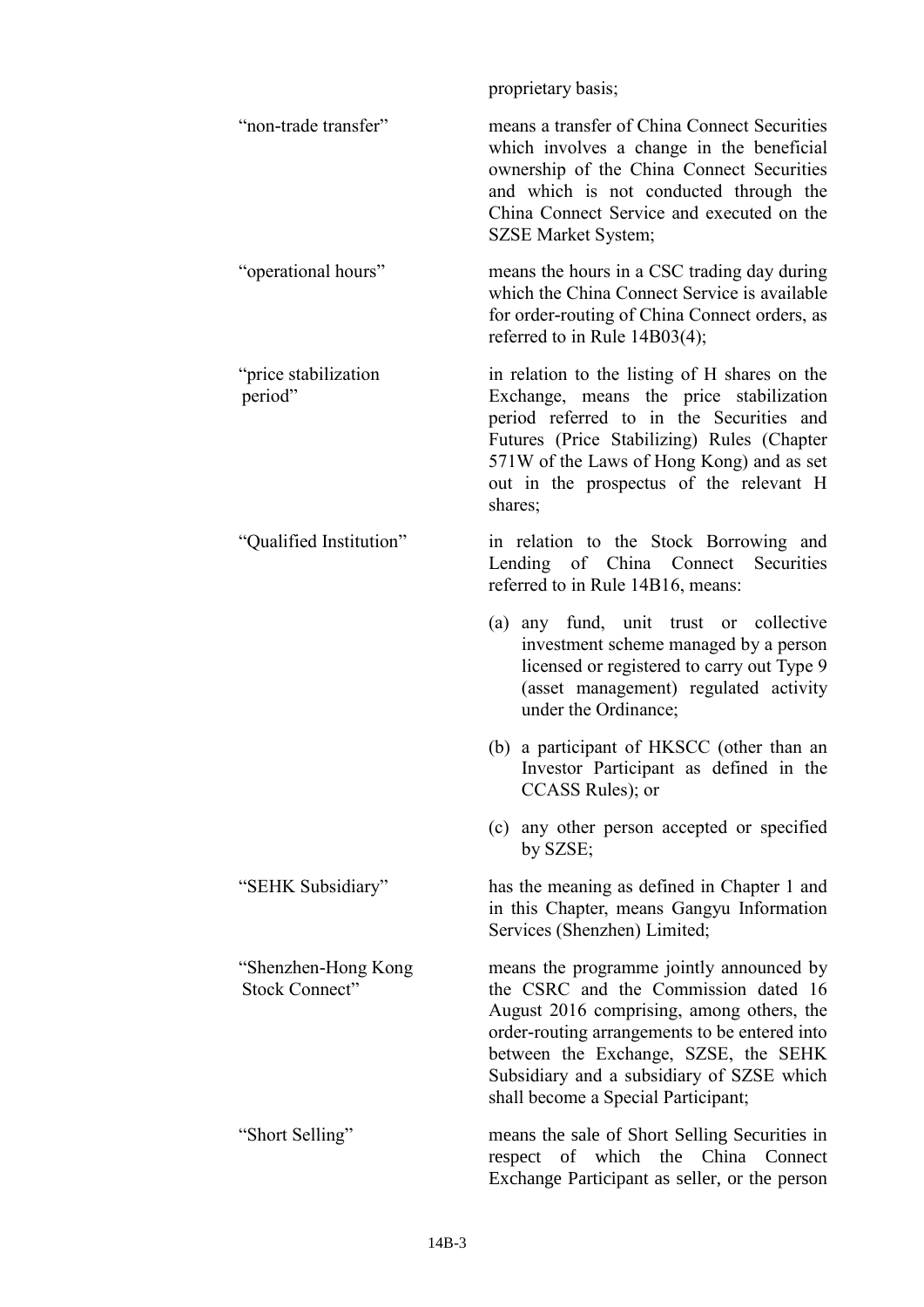proprietary basis;

| | |
|---|---|
| "non-trade transfer" | means a transfer of China Connect Securities which involves a change in the beneficial ownership of the China Connect Securities and which is not conducted through the China Connect Service and executed on the SZSE Market System; |
| "operational hours" | means the hours in a CSC trading day during which the China Connect Service is available for order-routing of China Connect orders, as referred to in Rule 14B03(4); |
| "price stabilization period" | in relation to the listing of H shares on the Exchange, means the price stabilization period referred to in the Securities and Futures (Price Stabilizing) Rules (Chapter 571W of the Laws of Hong Kong) and as set out in the prospectus of the relevant H shares; |
| "Qualified Institution" | in relation to the Stock Borrowing and Lending of China Connect Securities referred to in Rule 14B16, means:<br>(a) any fund, unit trust or collective investment scheme managed by a person licensed or registered to carry out Type 9 (asset management) regulated activity under the Ordinance;<br>(b) a participant of HKSCC (other than an Investor Participant as defined in the CCASS Rules); or<br>(c) any other person accepted or specified by SZSE; |
| "SEHK Subsidiary" | has the meaning as defined in Chapter 1 and in this Chapter, means Gangyu Information Services (Shenzhen) Limited; |
| "Shenzhen-Hong Kong Stock Connect" | means the programme jointly announced by the CSRC and the Commission dated 16 August 2016 comprising, among others, the order-routing arrangements to be entered into between the Exchange, SZSE, the SEHK Subsidiary and a subsidiary of SZSE which shall become a Special Participant; |
| "Short Selling" | means the sale of Short Selling Securities in respect of which the China Connect Exchange Participant as seller, or the person |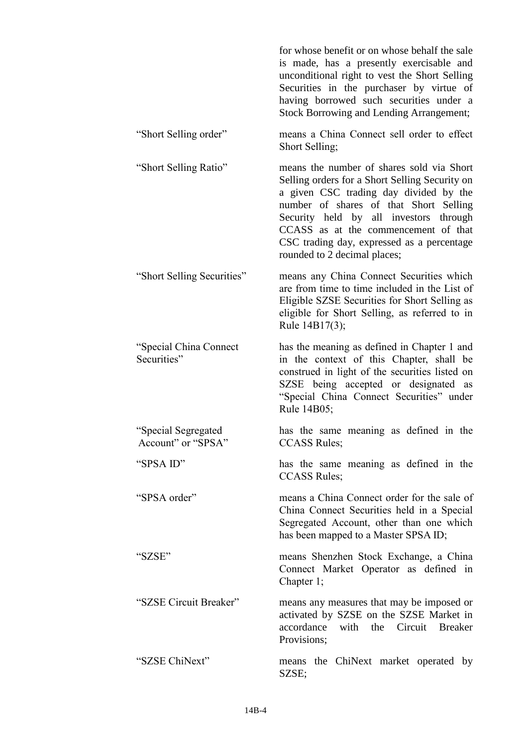| | |
|---|---|
| | for whose benefit or on whose behalf the sale is made, has a presently exercisable and unconditional right to vest the Short Selling Securities in the purchaser by virtue of having borrowed such securities under a Stock Borrowing and Lending Arrangement; |
| "Short Selling order" | means a China Connect sell order to effect Short Selling; |
| "Short Selling Ratio" | means the number of shares sold via Short Selling orders for a Short Selling Security on a given CSC trading day divided by the number of shares of that Short Selling Security held by all investors through CCASS as at the commencement of that CSC trading day, expressed as a percentage rounded to 2 decimal places; |
| "Short Selling Securities" | means any China Connect Securities which are from time to time included in the List of Eligible SZSE Securities for Short Selling as eligible for Short Selling, as referred to in Rule 14B17(3); |
| "Special China Connect Securities" | has the meaning as defined in Chapter 1 and in the context of this Chapter, shall be construed in light of the securities listed on SZSE being accepted or designated as "Special China Connect Securities" under Rule 14B05; |
| "Special Segregated Account" or "SPSA" | has the same meaning as defined in the CCASS Rules; |
| "SPSA ID" | has the same meaning as defined in the CCASS Rules; |
| "SPSA order" | means a China Connect order for the sale of China Connect Securities held in a Special Segregated Account, other than one which has been mapped to a Master SPSA ID; |
| "SZSE" | means Shenzhen Stock Exchange, a China Connect Market Operator as defined in Chapter 1; |
| "SZSE Circuit Breaker" | means any measures that may be imposed or activated by SZSE on the SZSE Market in accordance with the Circuit Breaker Provisions; |
| "SZSE ChiNext" | means the ChiNext market operated by SZSE; |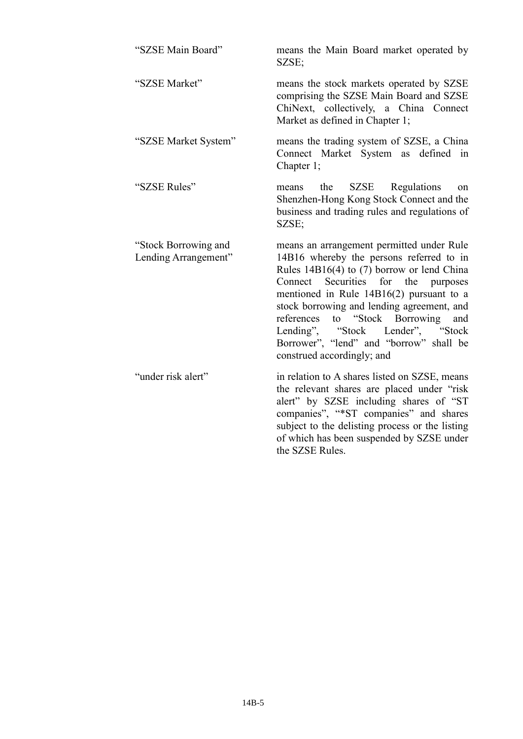| | |
|---|---|
| "SZSE Main Board" | means the Main Board market operated by SZSE; |
| "SZSE Market" | means the stock markets operated by SZSE comprising the SZSE Main Board and SZSE ChiNext, collectively, a China Connect Market as defined in Chapter 1; |
| "SZSE Market System" | means the trading system of SZSE, a China Connect Market System as defined in Chapter 1; |
| "SZSE Rules" | means the SZSE Regulations on Shenzhen-Hong Kong Stock Connect and the business and trading rules and regulations of SZSE; |
| "Stock Borrowing and Lending Arrangement" | means an arrangement permitted under Rule 14B16 whereby the persons referred to in Rules 14B16(4) to (7) borrow or lend China Connect Securities for the purposes mentioned in Rule 14B16(2) pursuant to a stock borrowing and lending agreement, and references to "Stock Borrowing and Lending", "Stock Lender", "Stock Borrower", "lend" and "borrow" shall be construed accordingly; and |
| "under risk alert" | in relation to A shares listed on SZSE, means the relevant shares are placed under "risk alert" by SZSE including shares of "ST companies", "*ST companies" and shares subject to the delisting process or the listing of which has been suspended by SZSE under the SZSE Rules. |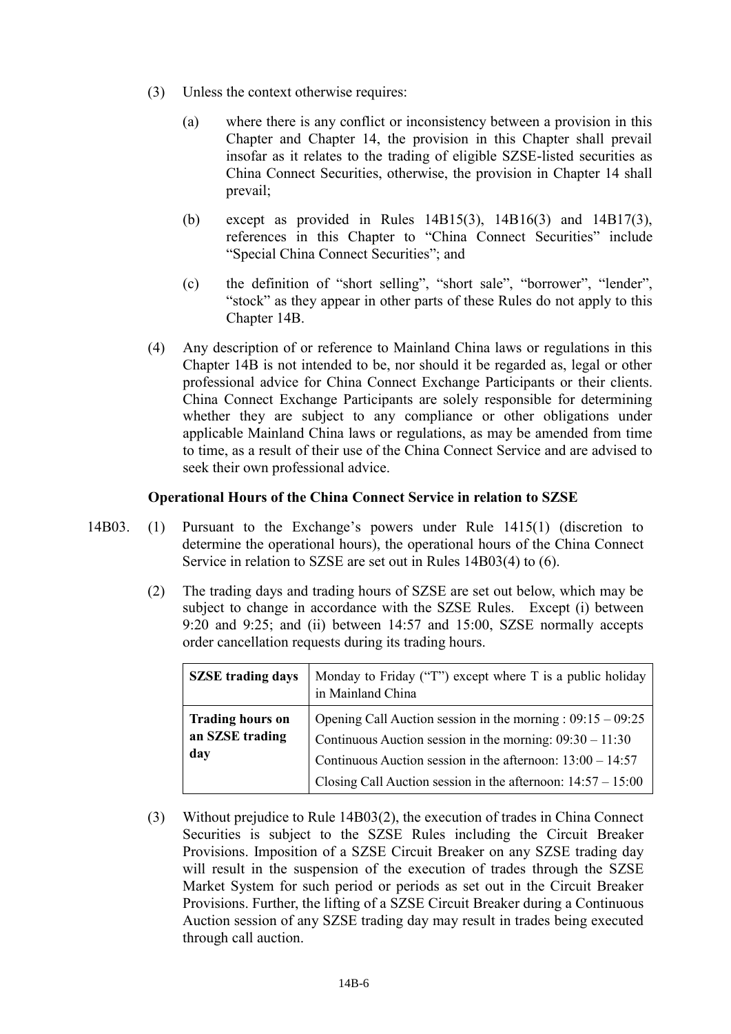(3) Unless the context otherwise requires:

(a) where there is any conflict or inconsistency between a provision in this Chapter and Chapter 14, the provision in this Chapter shall prevail insofar as it relates to the trading of eligible SZSE-listed securities as China Connect Securities, otherwise, the provision in Chapter 14 shall prevail;

(b) except as provided in Rules 14B15(3), 14B16(3) and 14B17(3), references in this Chapter to "China Connect Securities" include "Special China Connect Securities"; and

(c) the definition of "short selling", "short sale", "borrower", "lender", "stock" as they appear in other parts of these Rules do not apply to this Chapter 14B.

(4) Any description of or reference to Mainland China laws or regulations in this Chapter 14B is not intended to be, nor should it be regarded as, legal or other professional advice for China Connect Exchange Participants or their clients. China Connect Exchange Participants are solely responsible for determining whether they are subject to any compliance or other obligations under applicable Mainland China laws or regulations, as may be amended from time to time, as a result of their use of the China Connect Service and are advised to seek their own professional advice.

**Operational Hours of the China Connect Service in relation to SZSE**

14B03. (1) Pursuant to the Exchange's powers under Rule 1415(1) (discretion to determine the operational hours), the operational hours of the China Connect Service in relation to SZSE are set out in Rules 14B03(4) to (6).

(2) The trading days and trading hours of SZSE are set out below, which may be subject to change in accordance with the SZSE Rules. Except (i) between 9:20 and 9:25; and (ii) between 14:57 and 15:00, SZSE normally accepts order cancellation requests during its trading hours.

| **SZSE trading days** | Monday to Friday ("T") except where T is a public holiday in Mainland China |
|---|---|
| **Trading hours on an SZSE trading day** | Opening Call Auction session in the morning : 09:15 – 09:25<br>Continuous Auction session in the morning: 09:30 – 11:30<br>Continuous Auction session in the afternoon: 13:00 – 14:57<br>Closing Call Auction session in the afternoon: 14:57 – 15:00 |

(3) Without prejudice to Rule 14B03(2), the execution of trades in China Connect Securities is subject to the SZSE Rules including the Circuit Breaker Provisions. Imposition of a SZSE Circuit Breaker on any SZSE trading day will result in the suspension of the execution of trades through the SZSE Market System for such period or periods as set out in the Circuit Breaker Provisions. Further, the lifting of a SZSE Circuit Breaker during a Continuous Auction session of any SZSE trading day may result in trades being executed through call auction.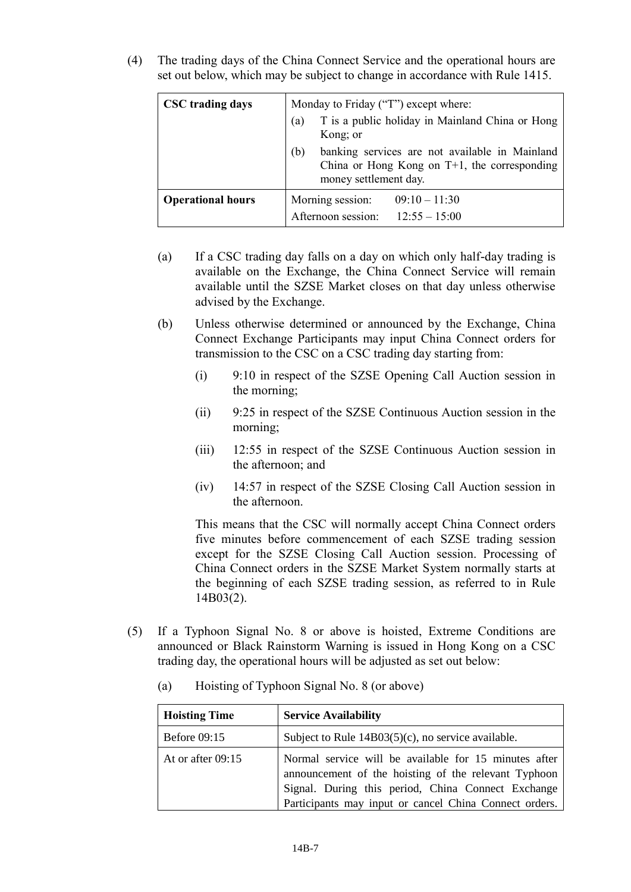(4) The trading days of the China Connect Service and the operational hours are set out below, which may be subject to change in accordance with Rule 1415.

| **CSC trading days** | Monday to Friday ("T") except where:<br>(a) T is a public holiday in Mainland China or Hong Kong; or<br>(b) banking services are not available in Mainland China or Hong Kong on T+1, the corresponding money settlement day. |
|---|---|
| **Operational hours** | Morning session: 09:10 – 11:30<br>Afternoon session: 12:55 – 15:00 |

(a) If a CSC trading day falls on a day on which only half-day trading is available on the Exchange, the China Connect Service will remain available until the SZSE Market closes on that day unless otherwise advised by the Exchange.

(b) Unless otherwise determined or announced by the Exchange, China Connect Exchange Participants may input China Connect orders for transmission to the CSC on a CSC trading day starting from:

(i) 9:10 in respect of the SZSE Opening Call Auction session in the morning;

(ii) 9:25 in respect of the SZSE Continuous Auction session in the morning;

(iii) 12:55 in respect of the SZSE Continuous Auction session in the afternoon; and

(iv) 14:57 in respect of the SZSE Closing Call Auction session in the afternoon.

This means that the CSC will normally accept China Connect orders five minutes before commencement of each SZSE trading session except for the SZSE Closing Call Auction session. Processing of China Connect orders in the SZSE Market System normally starts at the beginning of each SZSE trading session, as referred to in Rule 14B03(2).

(5) If a Typhoon Signal No. 8 or above is hoisted, Extreme Conditions are announced or Black Rainstorm Warning is issued in Hong Kong on a CSC trading day, the operational hours will be adjusted as set out below:

(a) Hoisting of Typhoon Signal No. 8 (or above)

| **Hoisting Time** | **Service Availability** |
|---|---|
| Before 09:15 | Subject to Rule 14B03(5)(c), no service available. |
| At or after 09:15 | Normal service will be available for 15 minutes after announcement of the hoisting of the relevant Typhoon Signal. During this period, China Connect Exchange Participants may input or cancel China Connect orders. |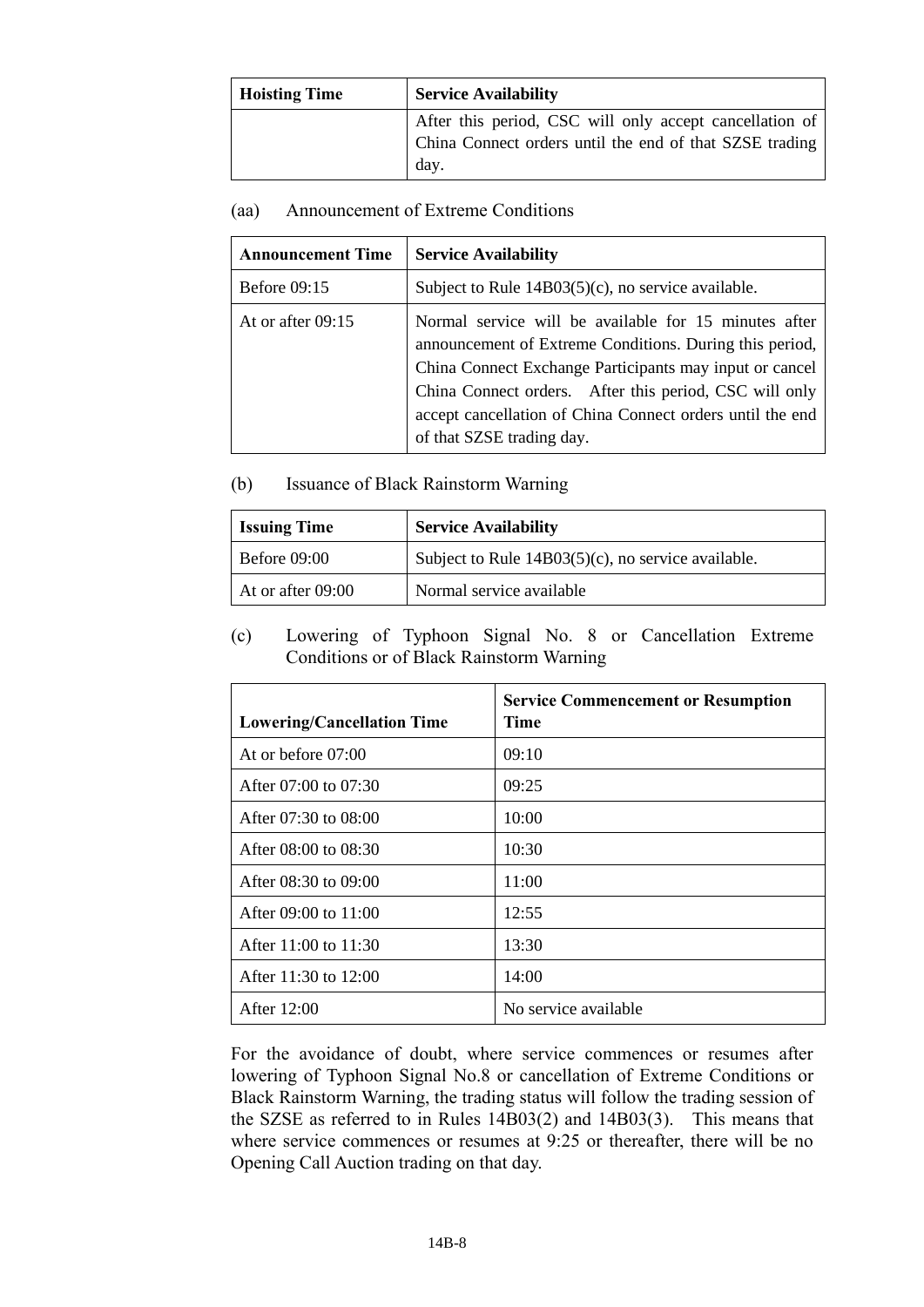| Hoisting Time | Service Availability |
|---|---|
| | After this period, CSC will only accept cancellation of China Connect orders until the end of that SZSE trading day. |

(aa) Announcement of Extreme Conditions

| Announcement Time | Service Availability |
|---|---|
| Before 09:15 | Subject to Rule 14B03(5)(c), no service available. |
| At or after 09:15 | Normal service will be available for 15 minutes after announcement of Extreme Conditions. During this period, China Connect Exchange Participants may input or cancel China Connect orders. After this period, CSC will only accept cancellation of China Connect orders until the end of that SZSE trading day. |

(b) Issuance of Black Rainstorm Warning

| Issuing Time | Service Availability |
|---|---|
| Before 09:00 | Subject to Rule 14B03(5)(c), no service available. |
| At or after 09:00 | Normal service available |

(c) Lowering of Typhoon Signal No. 8 or Cancellation Extreme Conditions or of Black Rainstorm Warning

| Lowering/Cancellation Time | Service Commencement or Resumption Time |
|---|---|
| At or before 07:00 | 09:10 |
| After 07:00 to 07:30 | 09:25 |
| After 07:30 to 08:00 | 10:00 |
| After 08:00 to 08:30 | 10:30 |
| After 08:30 to 09:00 | 11:00 |
| After 09:00 to 11:00 | 12:55 |
| After 11:00 to 11:30 | 13:30 |
| After 11:30 to 12:00 | 14:00 |
| After 12:00 | No service available |

For the avoidance of doubt, where service commences or resumes after lowering of Typhoon Signal No.8 or cancellation of Extreme Conditions or Black Rainstorm Warning, the trading status will follow the trading session of the SZSE as referred to in Rules 14B03(2) and 14B03(3). This means that where service commences or resumes at 9:25 or thereafter, there will be no Opening Call Auction trading on that day.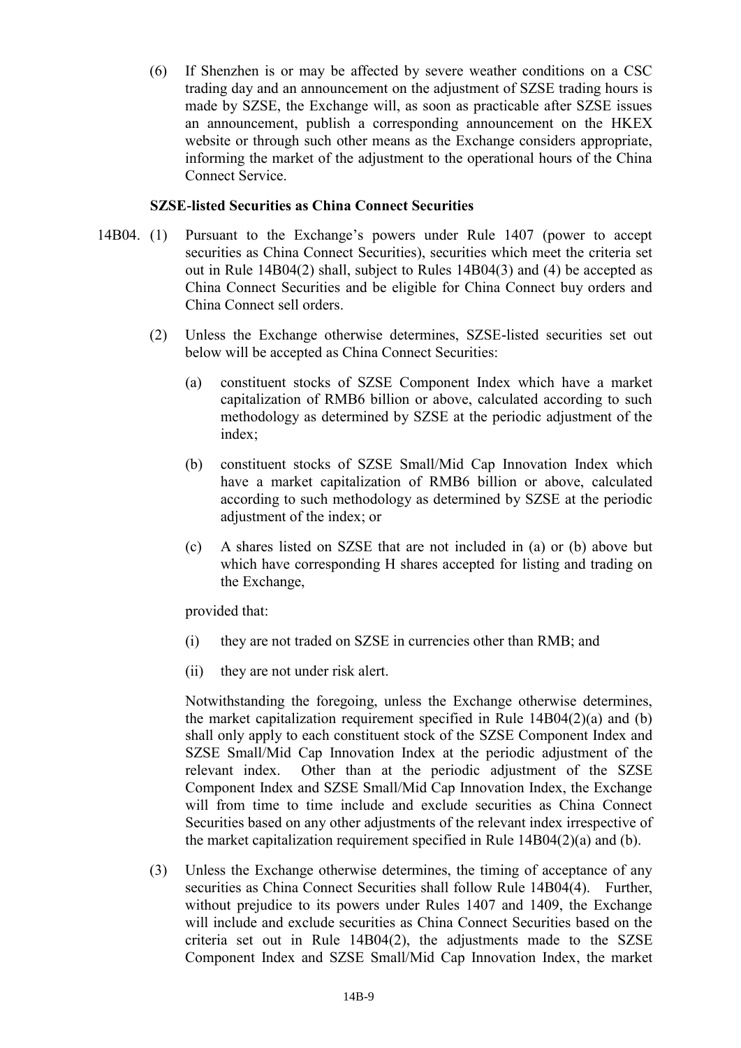(6) If Shenzhen is or may be affected by severe weather conditions on a CSC trading day and an announcement on the adjustment of SZSE trading hours is made by SZSE, the Exchange will, as soon as practicable after SZSE issues an announcement, publish a corresponding announcement on the HKEX website or through such other means as the Exchange considers appropriate, informing the market of the adjustment to the operational hours of the China Connect Service.

**SZSE-listed Securities as China Connect Securities**

14B04. (1) Pursuant to the Exchange's powers under Rule 1407 (power to accept securities as China Connect Securities), securities which meet the criteria set out in Rule 14B04(2) shall, subject to Rules 14B04(3) and (4) be accepted as China Connect Securities and be eligible for China Connect buy orders and China Connect sell orders.

(2) Unless the Exchange otherwise determines, SZSE-listed securities set out below will be accepted as China Connect Securities:

(a) constituent stocks of SZSE Component Index which have a market capitalization of RMB6 billion or above, calculated according to such methodology as determined by SZSE at the periodic adjustment of the index;

(b) constituent stocks of SZSE Small/Mid Cap Innovation Index which have a market capitalization of RMB6 billion or above, calculated according to such methodology as determined by SZSE at the periodic adjustment of the index; or

(c) A shares listed on SZSE that are not included in (a) or (b) above but which have corresponding H shares accepted for listing and trading on the Exchange,

provided that:

(i) they are not traded on SZSE in currencies other than RMB; and

(ii) they are not under risk alert.

Notwithstanding the foregoing, unless the Exchange otherwise determines, the market capitalization requirement specified in Rule 14B04(2)(a) and (b) shall only apply to each constituent stock of the SZSE Component Index and SZSE Small/Mid Cap Innovation Index at the periodic adjustment of the relevant index. Other than at the periodic adjustment of the SZSE Component Index and SZSE Small/Mid Cap Innovation Index, the Exchange will from time to time include and exclude securities as China Connect Securities based on any other adjustments of the relevant index irrespective of the market capitalization requirement specified in Rule 14B04(2)(a) and (b).

(3) Unless the Exchange otherwise determines, the timing of acceptance of any securities as China Connect Securities shall follow Rule 14B04(4). Further, without prejudice to its powers under Rules 1407 and 1409, the Exchange will include and exclude securities as China Connect Securities based on the criteria set out in Rule 14B04(2), the adjustments made to the SZSE Component Index and SZSE Small/Mid Cap Innovation Index, the market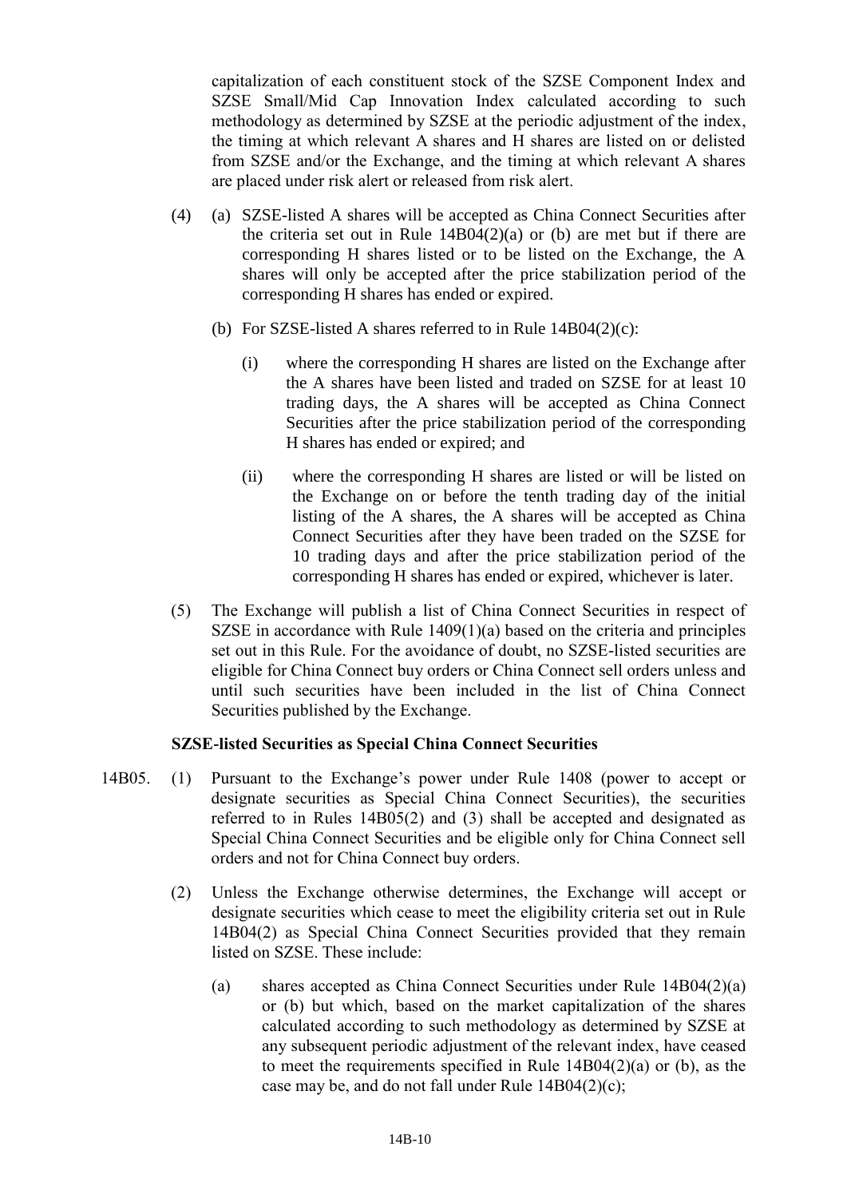capitalization of each constituent stock of the SZSE Component Index and SZSE Small/Mid Cap Innovation Index calculated according to such methodology as determined by SZSE at the periodic adjustment of the index, the timing at which relevant A shares and H shares are listed on or delisted from SZSE and/or the Exchange, and the timing at which relevant A shares are placed under risk alert or released from risk alert.

(4) (a) SZSE-listed A shares will be accepted as China Connect Securities after the criteria set out in Rule 14B04(2)(a) or (b) are met but if there are corresponding H shares listed or to be listed on the Exchange, the A shares will only be accepted after the price stabilization period of the corresponding H shares has ended or expired.

(b) For SZSE-listed A shares referred to in Rule 14B04(2)(c):

(i) where the corresponding H shares are listed on the Exchange after the A shares have been listed and traded on SZSE for at least 10 trading days, the A shares will be accepted as China Connect Securities after the price stabilization period of the corresponding H shares has ended or expired; and

(ii) where the corresponding H shares are listed or will be listed on the Exchange on or before the tenth trading day of the initial listing of the A shares, the A shares will be accepted as China Connect Securities after they have been traded on the SZSE for 10 trading days and after the price stabilization period of the corresponding H shares has ended or expired, whichever is later.

(5) The Exchange will publish a list of China Connect Securities in respect of SZSE in accordance with Rule 1409(1)(a) based on the criteria and principles set out in this Rule. For the avoidance of doubt, no SZSE-listed securities are eligible for China Connect buy orders or China Connect sell orders unless and until such securities have been included in the list of China Connect Securities published by the Exchange.

**SZSE-listed Securities as Special China Connect Securities**

14B05. (1) Pursuant to the Exchange's power under Rule 1408 (power to accept or designate securities as Special China Connect Securities), the securities referred to in Rules 14B05(2) and (3) shall be accepted and designated as Special China Connect Securities and be eligible only for China Connect sell orders and not for China Connect buy orders.

(2) Unless the Exchange otherwise determines, the Exchange will accept or designate securities which cease to meet the eligibility criteria set out in Rule 14B04(2) as Special China Connect Securities provided that they remain listed on SZSE. These include:

(a) shares accepted as China Connect Securities under Rule 14B04(2)(a) or (b) but which, based on the market capitalization of the shares calculated according to such methodology as determined by SZSE at any subsequent periodic adjustment of the relevant index, have ceased to meet the requirements specified in Rule 14B04(2)(a) or (b), as the case may be, and do not fall under Rule 14B04(2)(c);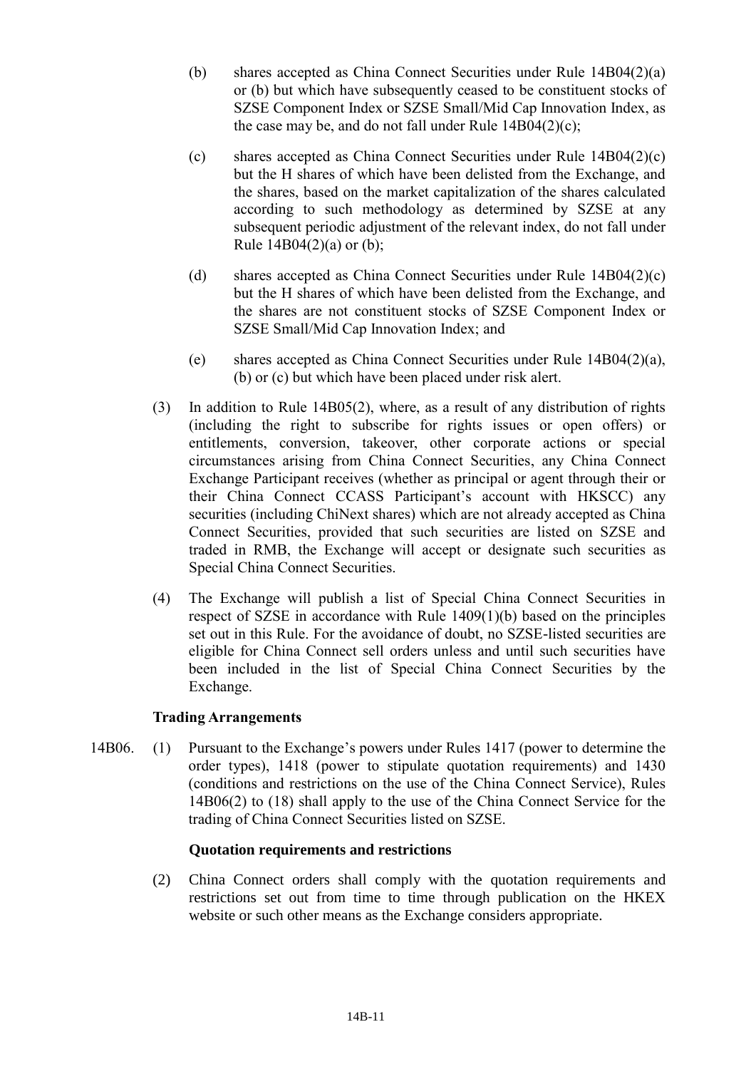(b) shares accepted as China Connect Securities under Rule 14B04(2)(a) or (b) but which have subsequently ceased to be constituent stocks of SZSE Component Index or SZSE Small/Mid Cap Innovation Index, as the case may be, and do not fall under Rule 14B04(2)(c);

(c) shares accepted as China Connect Securities under Rule 14B04(2)(c) but the H shares of which have been delisted from the Exchange, and the shares, based on the market capitalization of the shares calculated according to such methodology as determined by SZSE at any subsequent periodic adjustment of the relevant index, do not fall under Rule 14B04(2)(a) or (b);

(d) shares accepted as China Connect Securities under Rule 14B04(2)(c) but the H shares of which have been delisted from the Exchange, and the shares are not constituent stocks of SZSE Component Index or SZSE Small/Mid Cap Innovation Index; and

(e) shares accepted as China Connect Securities under Rule 14B04(2)(a), (b) or (c) but which have been placed under risk alert.

(3) In addition to Rule 14B05(2), where, as a result of any distribution of rights (including the right to subscribe for rights issues or open offers) or entitlements, conversion, takeover, other corporate actions or special circumstances arising from China Connect Securities, any China Connect Exchange Participant receives (whether as principal or agent through their or their China Connect CCASS Participant's account with HKSCC) any securities (including ChiNext shares) which are not already accepted as China Connect Securities, provided that such securities are listed on SZSE and traded in RMB, the Exchange will accept or designate such securities as Special China Connect Securities.

(4) The Exchange will publish a list of Special China Connect Securities in respect of SZSE in accordance with Rule 1409(1)(b) based on the principles set out in this Rule. For the avoidance of doubt, no SZSE-listed securities are eligible for China Connect sell orders unless and until such securities have been included in the list of Special China Connect Securities by the Exchange.

**Trading Arrangements**

14B06. (1) Pursuant to the Exchange's powers under Rules 1417 (power to determine the order types), 1418 (power to stipulate quotation requirements) and 1430 (conditions and restrictions on the use of the China Connect Service), Rules 14B06(2) to (18) shall apply to the use of the China Connect Service for the trading of China Connect Securities listed on SZSE.

**Quotation requirements and restrictions**

(2) China Connect orders shall comply with the quotation requirements and restrictions set out from time to time through publication on the HKEX website or such other means as the Exchange considers appropriate.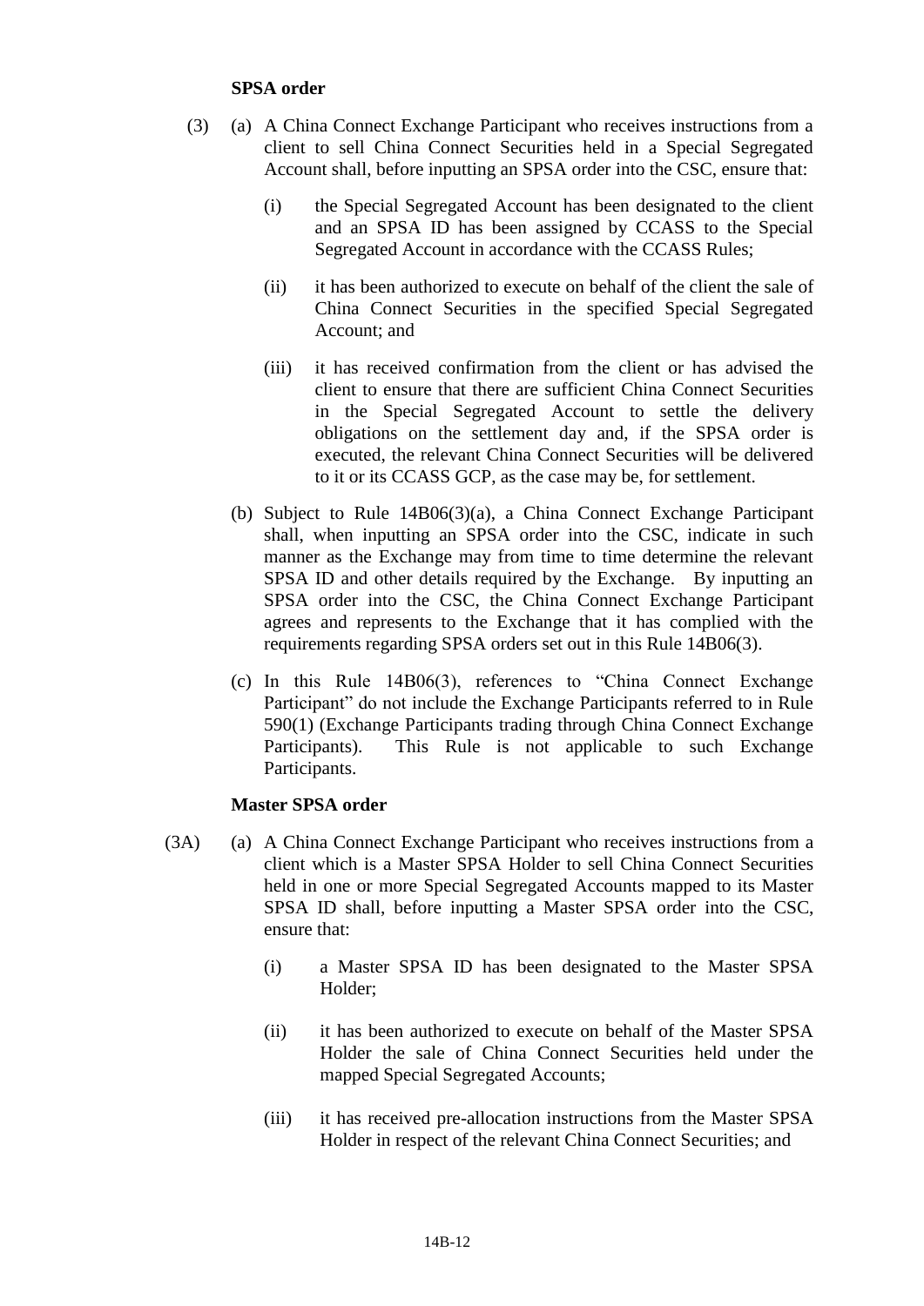**SPSA order**

(3) (a) A China Connect Exchange Participant who receives instructions from a client to sell China Connect Securities held in a Special Segregated Account shall, before inputting an SPSA order into the CSC, ensure that:

(i) the Special Segregated Account has been designated to the client and an SPSA ID has been assigned by CCASS to the Special Segregated Account in accordance with the CCASS Rules;

(ii) it has been authorized to execute on behalf of the client the sale of China Connect Securities in the specified Special Segregated Account; and

(iii) it has received confirmation from the client or has advised the client to ensure that there are sufficient China Connect Securities in the Special Segregated Account to settle the delivery obligations on the settlement day and, if the SPSA order is executed, the relevant China Connect Securities will be delivered to it or its CCASS GCP, as the case may be, for settlement.

(b) Subject to Rule 14B06(3)(a), a China Connect Exchange Participant shall, when inputting an SPSA order into the CSC, indicate in such manner as the Exchange may from time to time determine the relevant SPSA ID and other details required by the Exchange. By inputting an SPSA order into the CSC, the China Connect Exchange Participant agrees and represents to the Exchange that it has complied with the requirements regarding SPSA orders set out in this Rule 14B06(3).

(c) In this Rule 14B06(3), references to "China Connect Exchange Participant" do not include the Exchange Participants referred to in Rule 590(1) (Exchange Participants trading through China Connect Exchange Participants). This Rule is not applicable to such Exchange Participants.

**Master SPSA order**

(3A) (a) A China Connect Exchange Participant who receives instructions from a client which is a Master SPSA Holder to sell China Connect Securities held in one or more Special Segregated Accounts mapped to its Master SPSA ID shall, before inputting a Master SPSA order into the CSC, ensure that:

(i) a Master SPSA ID has been designated to the Master SPSA Holder;

(ii) it has been authorized to execute on behalf of the Master SPSA Holder the sale of China Connect Securities held under the mapped Special Segregated Accounts;

(iii) it has received pre-allocation instructions from the Master SPSA Holder in respect of the relevant China Connect Securities; and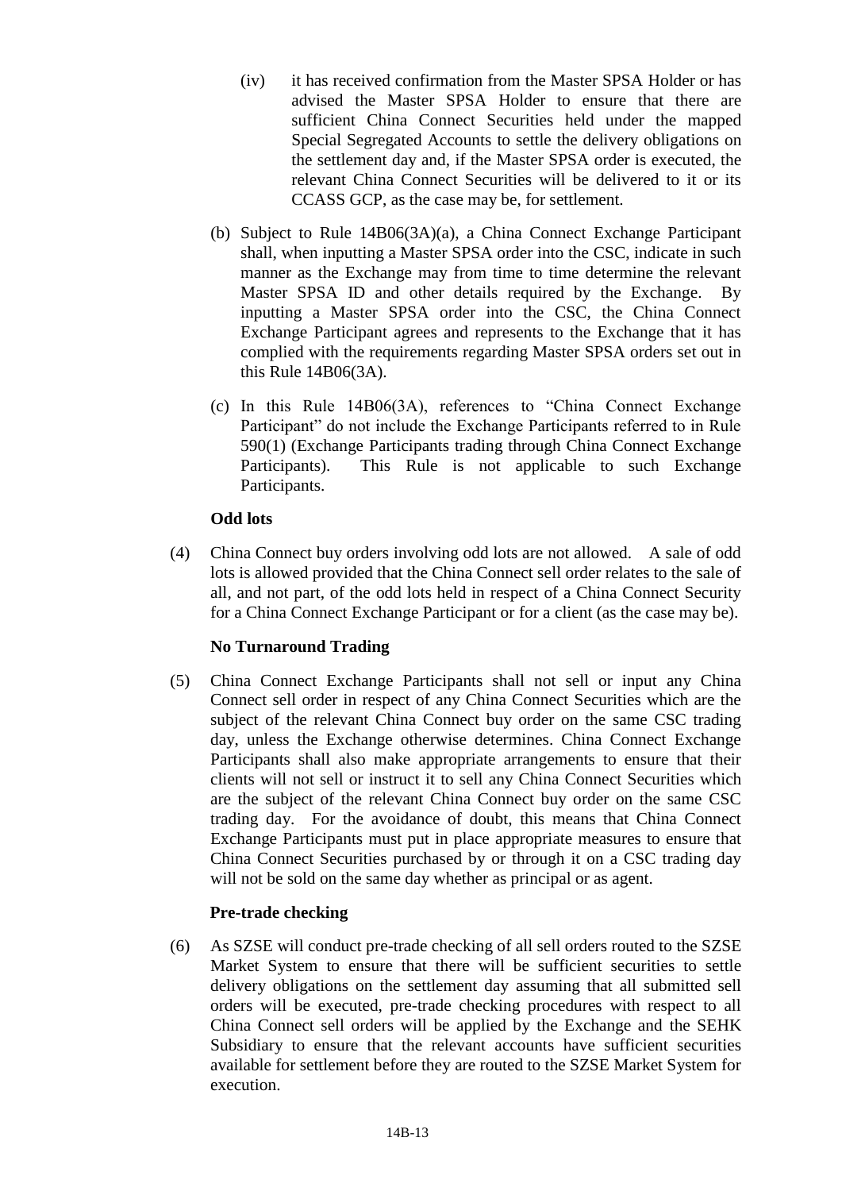(iv) it has received confirmation from the Master SPSA Holder or has advised the Master SPSA Holder to ensure that there are sufficient China Connect Securities held under the mapped Special Segregated Accounts to settle the delivery obligations on the settlement day and, if the Master SPSA order is executed, the relevant China Connect Securities will be delivered to it or its CCASS GCP, as the case may be, for settlement.

(b) Subject to Rule 14B06(3A)(a), a China Connect Exchange Participant shall, when inputting a Master SPSA order into the CSC, indicate in such manner as the Exchange may from time to time determine the relevant Master SPSA ID and other details required by the Exchange. By inputting a Master SPSA order into the CSC, the China Connect Exchange Participant agrees and represents to the Exchange that it has complied with the requirements regarding Master SPSA orders set out in this Rule 14B06(3A).

(c) In this Rule 14B06(3A), references to "China Connect Exchange Participant" do not include the Exchange Participants referred to in Rule 590(1) (Exchange Participants trading through China Connect Exchange Participants). This Rule is not applicable to such Exchange Participants.

**Odd lots**

(4) China Connect buy orders involving odd lots are not allowed. A sale of odd lots is allowed provided that the China Connect sell order relates to the sale of all, and not part, of the odd lots held in respect of a China Connect Security for a China Connect Exchange Participant or for a client (as the case may be).

**No Turnaround Trading**

(5) China Connect Exchange Participants shall not sell or input any China Connect sell order in respect of any China Connect Securities which are the subject of the relevant China Connect buy order on the same CSC trading day, unless the Exchange otherwise determines. China Connect Exchange Participants shall also make appropriate arrangements to ensure that their clients will not sell or instruct it to sell any China Connect Securities which are the subject of the relevant China Connect buy order on the same CSC trading day. For the avoidance of doubt, this means that China Connect Exchange Participants must put in place appropriate measures to ensure that China Connect Securities purchased by or through it on a CSC trading day will not be sold on the same day whether as principal or as agent.

**Pre-trade checking**

(6) As SZSE will conduct pre-trade checking of all sell orders routed to the SZSE Market System to ensure that there will be sufficient securities to settle delivery obligations on the settlement day assuming that all submitted sell orders will be executed, pre-trade checking procedures with respect to all China Connect sell orders will be applied by the Exchange and the SEHK Subsidiary to ensure that the relevant accounts have sufficient securities available for settlement before they are routed to the SZSE Market System for execution.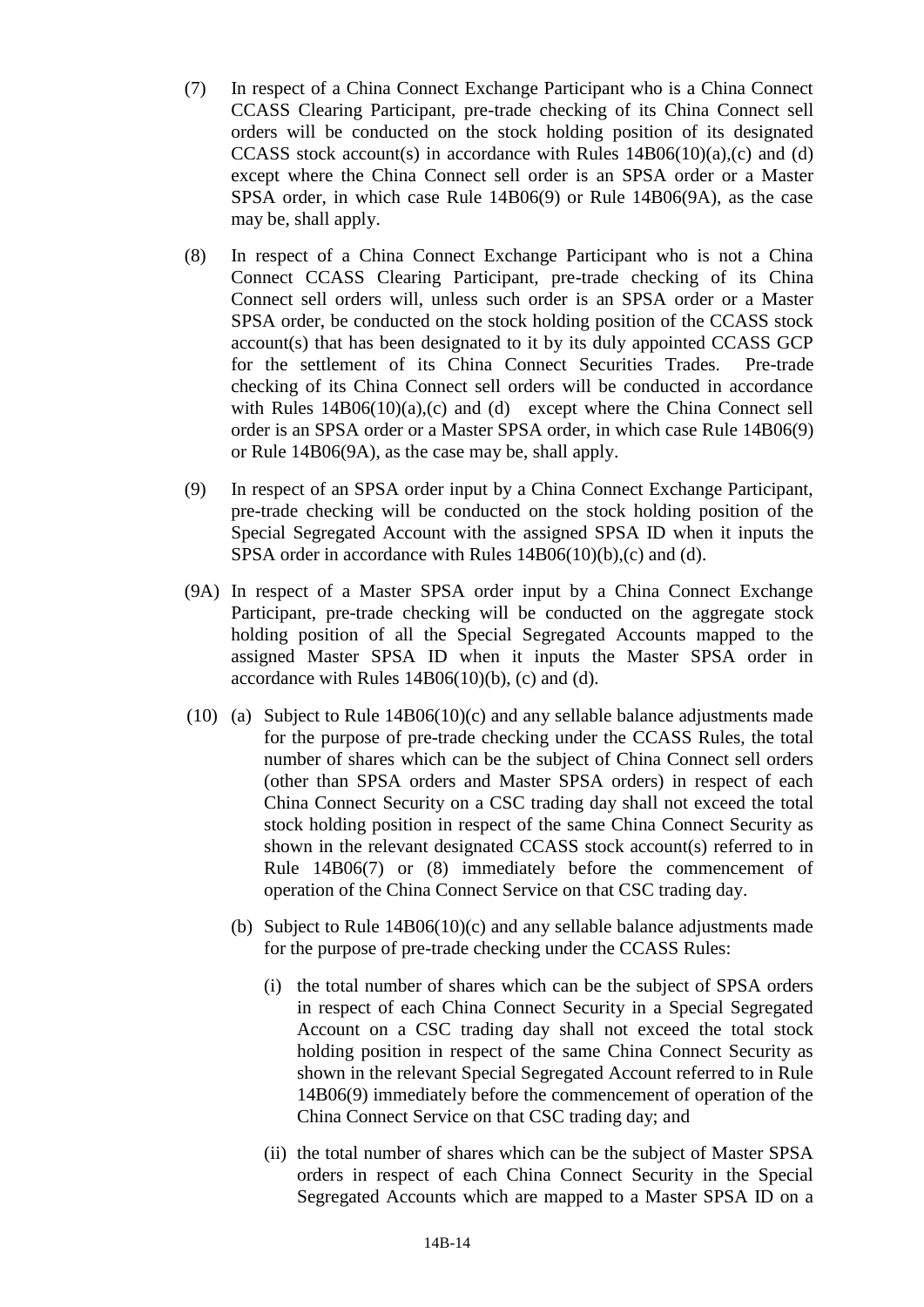(7) In respect of a China Connect Exchange Participant who is a China Connect CCASS Clearing Participant, pre-trade checking of its China Connect sell orders will be conducted on the stock holding position of its designated CCASS stock account(s) in accordance with Rules 14B06(10)(a),(c) and (d) except where the China Connect sell order is an SPSA order or a Master SPSA order, in which case Rule 14B06(9) or Rule 14B06(9A), as the case may be, shall apply.

(8) In respect of a China Connect Exchange Participant who is not a China Connect CCASS Clearing Participant, pre-trade checking of its China Connect sell orders will, unless such order is an SPSA order or a Master SPSA order, be conducted on the stock holding position of the CCASS stock account(s) that has been designated to it by its duly appointed CCASS GCP for the settlement of its China Connect Securities Trades. Pre-trade checking of its China Connect sell orders will be conducted in accordance with Rules 14B06(10)(a),(c) and (d) except where the China Connect sell order is an SPSA order or a Master SPSA order, in which case Rule 14B06(9) or Rule 14B06(9A), as the case may be, shall apply.

(9) In respect of an SPSA order input by a China Connect Exchange Participant, pre-trade checking will be conducted on the stock holding position of the Special Segregated Account with the assigned SPSA ID when it inputs the SPSA order in accordance with Rules 14B06(10)(b),(c) and (d).

(9A) In respect of a Master SPSA order input by a China Connect Exchange Participant, pre-trade checking will be conducted on the aggregate stock holding position of all the Special Segregated Accounts mapped to the assigned Master SPSA ID when it inputs the Master SPSA order in accordance with Rules 14B06(10)(b), (c) and (d).

(10) (a) Subject to Rule 14B06(10)(c) and any sellable balance adjustments made for the purpose of pre-trade checking under the CCASS Rules, the total number of shares which can be the subject of China Connect sell orders (other than SPSA orders and Master SPSA orders) in respect of each China Connect Security on a CSC trading day shall not exceed the total stock holding position in respect of the same China Connect Security as shown in the relevant designated CCASS stock account(s) referred to in Rule 14B06(7) or (8) immediately before the commencement of operation of the China Connect Service on that CSC trading day.

(b) Subject to Rule 14B06(10)(c) and any sellable balance adjustments made for the purpose of pre-trade checking under the CCASS Rules:

(i) the total number of shares which can be the subject of SPSA orders in respect of each China Connect Security in a Special Segregated Account on a CSC trading day shall not exceed the total stock holding position in respect of the same China Connect Security as shown in the relevant Special Segregated Account referred to in Rule 14B06(9) immediately before the commencement of operation of the China Connect Service on that CSC trading day; and

(ii) the total number of shares which can be the subject of Master SPSA orders in respect of each China Connect Security in the Special Segregated Accounts which are mapped to a Master SPSA ID on a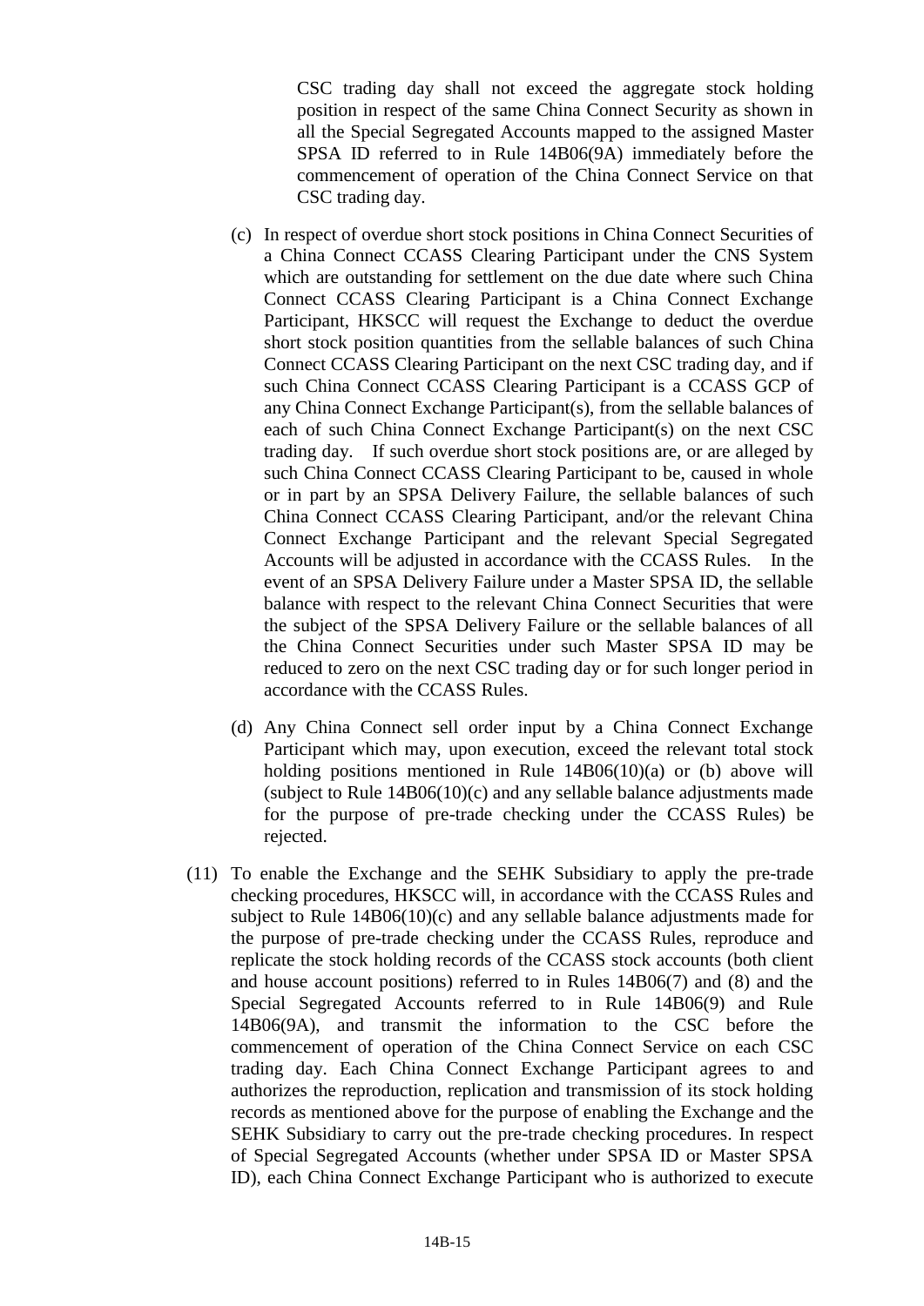CSC trading day shall not exceed the aggregate stock holding position in respect of the same China Connect Security as shown in all the Special Segregated Accounts mapped to the assigned Master SPSA ID referred to in Rule 14B06(9A) immediately before the commencement of operation of the China Connect Service on that CSC trading day.

(c) In respect of overdue short stock positions in China Connect Securities of a China Connect CCASS Clearing Participant under the CNS System which are outstanding for settlement on the due date where such China Connect CCASS Clearing Participant is a China Connect Exchange Participant, HKSCC will request the Exchange to deduct the overdue short stock position quantities from the sellable balances of such China Connect CCASS Clearing Participant on the next CSC trading day, and if such China Connect CCASS Clearing Participant is a CCASS GCP of any China Connect Exchange Participant(s), from the sellable balances of each of such China Connect Exchange Participant(s) on the next CSC trading day. If such overdue short stock positions are, or are alleged by such China Connect CCASS Clearing Participant to be, caused in whole or in part by an SPSA Delivery Failure, the sellable balances of such China Connect CCASS Clearing Participant, and/or the relevant China Connect Exchange Participant and the relevant Special Segregated Accounts will be adjusted in accordance with the CCASS Rules. In the event of an SPSA Delivery Failure under a Master SPSA ID, the sellable balance with respect to the relevant China Connect Securities that were the subject of the SPSA Delivery Failure or the sellable balances of all the China Connect Securities under such Master SPSA ID may be reduced to zero on the next CSC trading day or for such longer period in accordance with the CCASS Rules.

(d) Any China Connect sell order input by a China Connect Exchange Participant which may, upon execution, exceed the relevant total stock holding positions mentioned in Rule 14B06(10)(a) or (b) above will (subject to Rule 14B06(10)(c) and any sellable balance adjustments made for the purpose of pre-trade checking under the CCASS Rules) be rejected.

(11) To enable the Exchange and the SEHK Subsidiary to apply the pre-trade checking procedures, HKSCC will, in accordance with the CCASS Rules and subject to Rule 14B06(10)(c) and any sellable balance adjustments made for the purpose of pre-trade checking under the CCASS Rules, reproduce and replicate the stock holding records of the CCASS stock accounts (both client and house account positions) referred to in Rules 14B06(7) and (8) and the Special Segregated Accounts referred to in Rule 14B06(9) and Rule 14B06(9A), and transmit the information to the CSC before the commencement of operation of the China Connect Service on each CSC trading day. Each China Connect Exchange Participant agrees to and authorizes the reproduction, replication and transmission of its stock holding records as mentioned above for the purpose of enabling the Exchange and the SEHK Subsidiary to carry out the pre-trade checking procedures. In respect of Special Segregated Accounts (whether under SPSA ID or Master SPSA ID), each China Connect Exchange Participant who is authorized to execute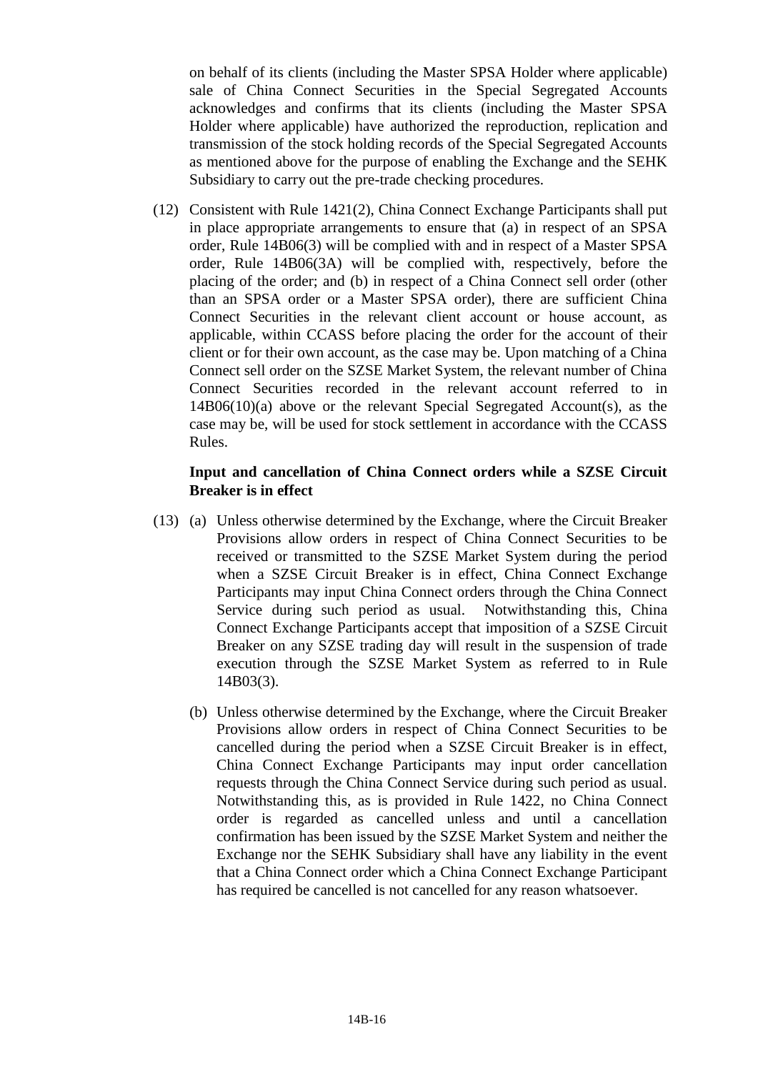on behalf of its clients (including the Master SPSA Holder where applicable) sale of China Connect Securities in the Special Segregated Accounts acknowledges and confirms that its clients (including the Master SPSA Holder where applicable) have authorized the reproduction, replication and transmission of the stock holding records of the Special Segregated Accounts as mentioned above for the purpose of enabling the Exchange and the SEHK Subsidiary to carry out the pre-trade checking procedures.

(12) Consistent with Rule 1421(2), China Connect Exchange Participants shall put in place appropriate arrangements to ensure that (a) in respect of an SPSA order, Rule 14B06(3) will be complied with and in respect of a Master SPSA order, Rule 14B06(3A) will be complied with, respectively, before the placing of the order; and (b) in respect of a China Connect sell order (other than an SPSA order or a Master SPSA order), there are sufficient China Connect Securities in the relevant client account or house account, as applicable, within CCASS before placing the order for the account of their client or for their own account, as the case may be. Upon matching of a China Connect sell order on the SZSE Market System, the relevant number of China Connect Securities recorded in the relevant account referred to in 14B06(10)(a) above or the relevant Special Segregated Account(s), as the case may be, will be used for stock settlement in accordance with the CCASS Rules.

**Input and cancellation of China Connect orders while a SZSE Circuit Breaker is in effect**

(13) (a) Unless otherwise determined by the Exchange, where the Circuit Breaker Provisions allow orders in respect of China Connect Securities to be received or transmitted to the SZSE Market System during the period when a SZSE Circuit Breaker is in effect, China Connect Exchange Participants may input China Connect orders through the China Connect Service during such period as usual. Notwithstanding this, China Connect Exchange Participants accept that imposition of a SZSE Circuit Breaker on any SZSE trading day will result in the suspension of trade execution through the SZSE Market System as referred to in Rule 14B03(3).

(b) Unless otherwise determined by the Exchange, where the Circuit Breaker Provisions allow orders in respect of China Connect Securities to be cancelled during the period when a SZSE Circuit Breaker is in effect, China Connect Exchange Participants may input order cancellation requests through the China Connect Service during such period as usual. Notwithstanding this, as is provided in Rule 1422, no China Connect order is regarded as cancelled unless and until a cancellation confirmation has been issued by the SZSE Market System and neither the Exchange nor the SEHK Subsidiary shall have any liability in the event that a China Connect order which a China Connect Exchange Participant has required be cancelled is not cancelled for any reason whatsoever.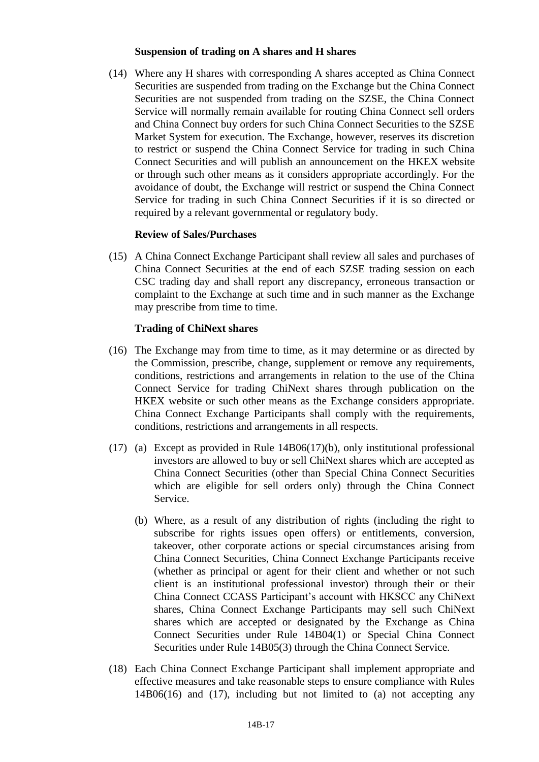**Suspension of trading on A shares and H shares**

(14) Where any H shares with corresponding A shares accepted as China Connect Securities are suspended from trading on the Exchange but the China Connect Securities are not suspended from trading on the SZSE, the China Connect Service will normally remain available for routing China Connect sell orders and China Connect buy orders for such China Connect Securities to the SZSE Market System for execution. The Exchange, however, reserves its discretion to restrict or suspend the China Connect Service for trading in such China Connect Securities and will publish an announcement on the HKEX website or through such other means as it considers appropriate accordingly. For the avoidance of doubt, the Exchange will restrict or suspend the China Connect Service for trading in such China Connect Securities if it is so directed or required by a relevant governmental or regulatory body.

**Review of Sales/Purchases**

(15) A China Connect Exchange Participant shall review all sales and purchases of China Connect Securities at the end of each SZSE trading session on each CSC trading day and shall report any discrepancy, erroneous transaction or complaint to the Exchange at such time and in such manner as the Exchange may prescribe from time to time.

**Trading of ChiNext shares**

(16) The Exchange may from time to time, as it may determine or as directed by the Commission, prescribe, change, supplement or remove any requirements, conditions, restrictions and arrangements in relation to the use of the China Connect Service for trading ChiNext shares through publication on the HKEX website or such other means as the Exchange considers appropriate. China Connect Exchange Participants shall comply with the requirements, conditions, restrictions and arrangements in all respects.

(17) (a) Except as provided in Rule 14B06(17)(b), only institutional professional investors are allowed to buy or sell ChiNext shares which are accepted as China Connect Securities (other than Special China Connect Securities which are eligible for sell orders only) through the China Connect Service.

(b) Where, as a result of any distribution of rights (including the right to subscribe for rights issues open offers) or entitlements, conversion, takeover, other corporate actions or special circumstances arising from China Connect Securities, China Connect Exchange Participants receive (whether as principal or agent for their client and whether or not such client is an institutional professional investor) through their or their China Connect CCASS Participant's account with HKSCC any ChiNext shares, China Connect Exchange Participants may sell such ChiNext shares which are accepted or designated by the Exchange as China Connect Securities under Rule 14B04(1) or Special China Connect Securities under Rule 14B05(3) through the China Connect Service.

(18) Each China Connect Exchange Participant shall implement appropriate and effective measures and take reasonable steps to ensure compliance with Rules 14B06(16) and (17), including but not limited to (a) not accepting any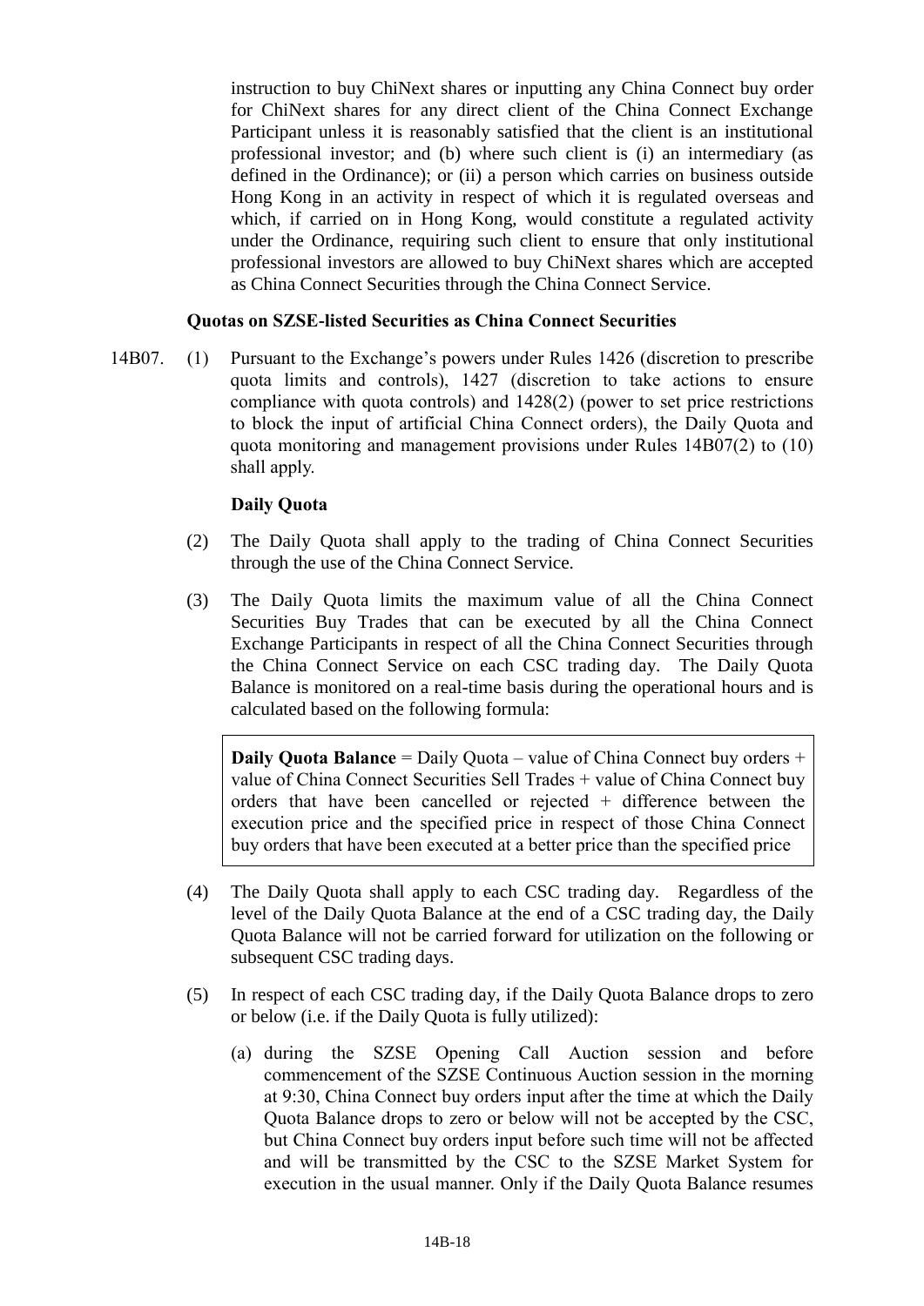instruction to buy ChiNext shares or inputting any China Connect buy order for ChiNext shares for any direct client of the China Connect Exchange Participant unless it is reasonably satisfied that the client is an institutional professional investor; and (b) where such client is (i) an intermediary (as defined in the Ordinance); or (ii) a person which carries on business outside Hong Kong in an activity in respect of which it is regulated overseas and which, if carried on in Hong Kong, would constitute a regulated activity under the Ordinance, requiring such client to ensure that only institutional professional investors are allowed to buy ChiNext shares which are accepted as China Connect Securities through the China Connect Service.

**Quotas on SZSE-listed Securities as China Connect Securities**

14B07. (1) Pursuant to the Exchange's powers under Rules 1426 (discretion to prescribe quota limits and controls), 1427 (discretion to take actions to ensure compliance with quota controls) and 1428(2) (power to set price restrictions to block the input of artificial China Connect orders), the Daily Quota and quota monitoring and management provisions under Rules 14B07(2) to (10) shall apply.

**Daily Quota**

(2) The Daily Quota shall apply to the trading of China Connect Securities through the use of the China Connect Service.

(3) The Daily Quota limits the maximum value of all the China Connect Securities Buy Trades that can be executed by all the China Connect Exchange Participants in respect of all the China Connect Securities through the China Connect Service on each CSC trading day. The Daily Quota Balance is monitored on a real-time basis during the operational hours and is calculated based on the following formula:

> **Daily Quota Balance** = Daily Quota – value of China Connect buy orders + value of China Connect Securities Sell Trades + value of China Connect buy orders that have been cancelled or rejected + difference between the execution price and the specified price in respect of those China Connect buy orders that have been executed at a better price than the specified price

(4) The Daily Quota shall apply to each CSC trading day. Regardless of the level of the Daily Quota Balance at the end of a CSC trading day, the Daily Quota Balance will not be carried forward for utilization on the following or subsequent CSC trading days.

(5) In respect of each CSC trading day, if the Daily Quota Balance drops to zero or below (i.e. if the Daily Quota is fully utilized):

(a) during the SZSE Opening Call Auction session and before commencement of the SZSE Continuous Auction session in the morning at 9:30, China Connect buy orders input after the time at which the Daily Quota Balance drops to zero or below will not be accepted by the CSC, but China Connect buy orders input before such time will not be affected and will be transmitted by the CSC to the SZSE Market System for execution in the usual manner. Only if the Daily Quota Balance resumes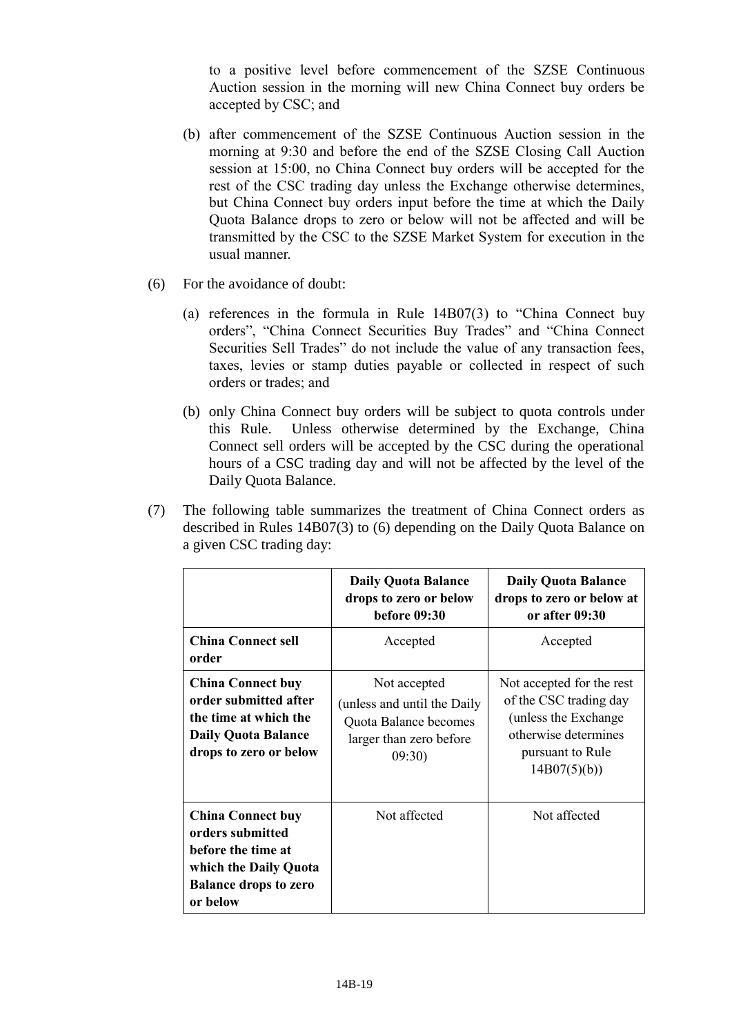to a positive level before commencement of the SZSE Continuous Auction session in the morning will new China Connect buy orders be accepted by CSC; and

(b) after commencement of the SZSE Continuous Auction session in the morning at 9:30 and before the end of the SZSE Closing Call Auction session at 15:00, no China Connect buy orders will be accepted for the rest of the CSC trading day unless the Exchange otherwise determines, but China Connect buy orders input before the time at which the Daily Quota Balance drops to zero or below will not be affected and will be transmitted by the CSC to the SZSE Market System for execution in the usual manner.

(6) For the avoidance of doubt:

(a) references in the formula in Rule 14B07(3) to "China Connect buy orders", "China Connect Securities Buy Trades" and "China Connect Securities Sell Trades" do not include the value of any transaction fees, taxes, levies or stamp duties payable or collected in respect of such orders or trades; and

(b) only China Connect buy orders will be subject to quota controls under this Rule. Unless otherwise determined by the Exchange, China Connect sell orders will be accepted by the CSC during the operational hours of a CSC trading day and will not be affected by the level of the Daily Quota Balance.

(7) The following table summarizes the treatment of China Connect orders as described in Rules 14B07(3) to (6) depending on the Daily Quota Balance on a given CSC trading day:

| | **Daily Quota Balance drops to zero or below before 09:30** | **Daily Quota Balance drops to zero or below at or after 09:30** |
|---|---|---|
| **China Connect sell order** | Accepted | Accepted |
| **China Connect buy order submitted after the time at which the Daily Quota Balance drops to zero or below** | Not accepted (unless and until the Daily Quota Balance becomes larger than zero before 09:30) | Not accepted for the rest of the CSC trading day (unless the Exchange otherwise determines pursuant to Rule 14B07(5)(b)) |
| **China Connect buy orders submitted before the time at which the Daily Quota Balance drops to zero or below** | Not affected | Not affected |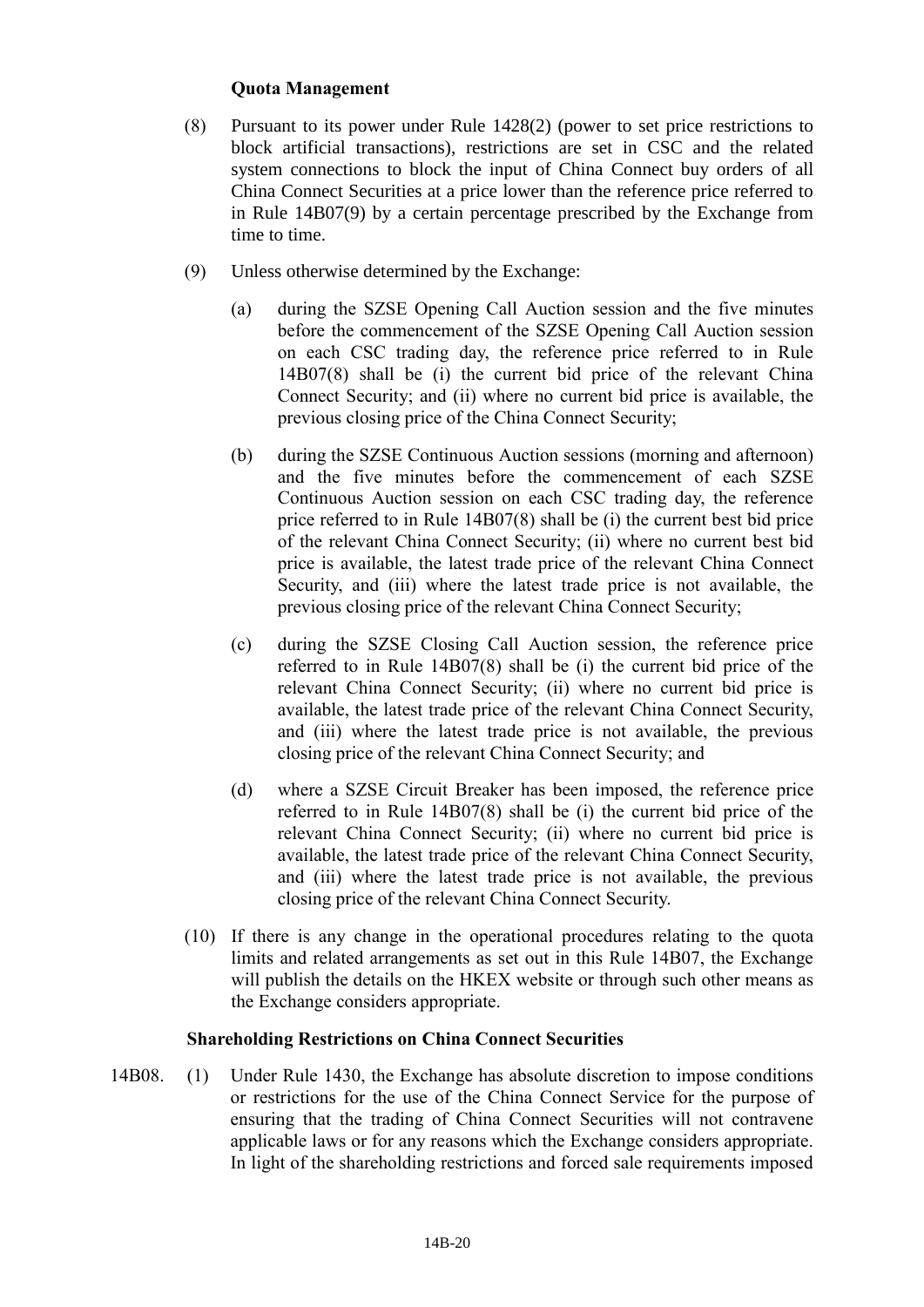**Quota Management**

(8) Pursuant to its power under Rule 1428(2) (power to set price restrictions to block artificial transactions), restrictions are set in CSC and the related system connections to block the input of China Connect buy orders of all China Connect Securities at a price lower than the reference price referred to in Rule 14B07(9) by a certain percentage prescribed by the Exchange from time to time.

(9) Unless otherwise determined by the Exchange:

(a) during the SZSE Opening Call Auction session and the five minutes before the commencement of the SZSE Opening Call Auction session on each CSC trading day, the reference price referred to in Rule 14B07(8) shall be (i) the current bid price of the relevant China Connect Security; and (ii) where no current bid price is available, the previous closing price of the China Connect Security;

(b) during the SZSE Continuous Auction sessions (morning and afternoon) and the five minutes before the commencement of each SZSE Continuous Auction session on each CSC trading day, the reference price referred to in Rule 14B07(8) shall be (i) the current best bid price of the relevant China Connect Security; (ii) where no current best bid price is available, the latest trade price of the relevant China Connect Security, and (iii) where the latest trade price is not available, the previous closing price of the relevant China Connect Security;

(c) during the SZSE Closing Call Auction session, the reference price referred to in Rule 14B07(8) shall be (i) the current bid price of the relevant China Connect Security; (ii) where no current bid price is available, the latest trade price of the relevant China Connect Security, and (iii) where the latest trade price is not available, the previous closing price of the relevant China Connect Security; and

(d) where a SZSE Circuit Breaker has been imposed, the reference price referred to in Rule 14B07(8) shall be (i) the current bid price of the relevant China Connect Security; (ii) where no current bid price is available, the latest trade price of the relevant China Connect Security, and (iii) where the latest trade price is not available, the previous closing price of the relevant China Connect Security.

(10) If there is any change in the operational procedures relating to the quota limits and related arrangements as set out in this Rule 14B07, the Exchange will publish the details on the HKEX website or through such other means as the Exchange considers appropriate.

**Shareholding Restrictions on China Connect Securities**

14B08. (1) Under Rule 1430, the Exchange has absolute discretion to impose conditions or restrictions for the use of the China Connect Service for the purpose of ensuring that the trading of China Connect Securities will not contravene applicable laws or for any reasons which the Exchange considers appropriate. In light of the shareholding restrictions and forced sale requirements imposed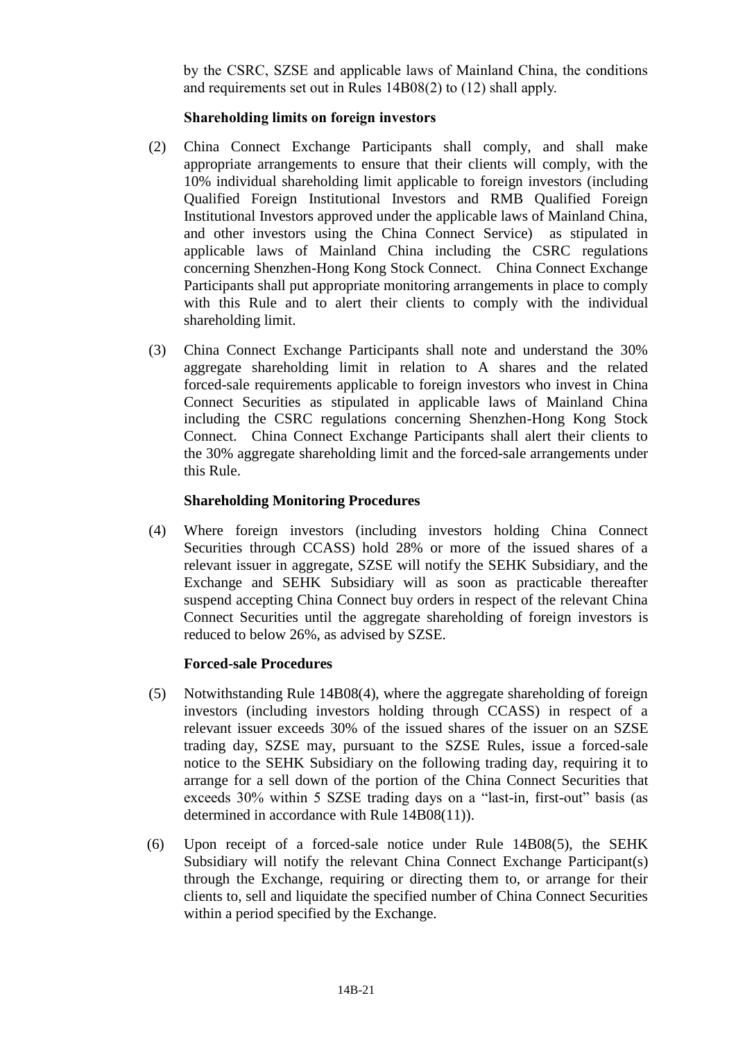by the CSRC, SZSE and applicable laws of Mainland China, the conditions and requirements set out in Rules 14B08(2) to (12) shall apply.

**Shareholding limits on foreign investors**

(2) China Connect Exchange Participants shall comply, and shall make appropriate arrangements to ensure that their clients will comply, with the 10% individual shareholding limit applicable to foreign investors (including Qualified Foreign Institutional Investors and RMB Qualified Foreign Institutional Investors approved under the applicable laws of Mainland China, and other investors using the China Connect Service) as stipulated in applicable laws of Mainland China including the CSRC regulations concerning Shenzhen-Hong Kong Stock Connect. China Connect Exchange Participants shall put appropriate monitoring arrangements in place to comply with this Rule and to alert their clients to comply with the individual shareholding limit.

(3) China Connect Exchange Participants shall note and understand the 30% aggregate shareholding limit in relation to A shares and the related forced-sale requirements applicable to foreign investors who invest in China Connect Securities as stipulated in applicable laws of Mainland China including the CSRC regulations concerning Shenzhen-Hong Kong Stock Connect. China Connect Exchange Participants shall alert their clients to the 30% aggregate shareholding limit and the forced-sale arrangements under this Rule.

**Shareholding Monitoring Procedures**

(4) Where foreign investors (including investors holding China Connect Securities through CCASS) hold 28% or more of the issued shares of a relevant issuer in aggregate, SZSE will notify the SEHK Subsidiary, and the Exchange and SEHK Subsidiary will as soon as practicable thereafter suspend accepting China Connect buy orders in respect of the relevant China Connect Securities until the aggregate shareholding of foreign investors is reduced to below 26%, as advised by SZSE.

**Forced-sale Procedures**

(5) Notwithstanding Rule 14B08(4), where the aggregate shareholding of foreign investors (including investors holding through CCASS) in respect of a relevant issuer exceeds 30% of the issued shares of the issuer on an SZSE trading day, SZSE may, pursuant to the SZSE Rules, issue a forced-sale notice to the SEHK Subsidiary on the following trading day, requiring it to arrange for a sell down of the portion of the China Connect Securities that exceeds 30% within 5 SZSE trading days on a "last-in, first-out" basis (as determined in accordance with Rule 14B08(11)).

(6) Upon receipt of a forced-sale notice under Rule 14B08(5), the SEHK Subsidiary will notify the relevant China Connect Exchange Participant(s) through the Exchange, requiring or directing them to, or arrange for their clients to, sell and liquidate the specified number of China Connect Securities within a period specified by the Exchange.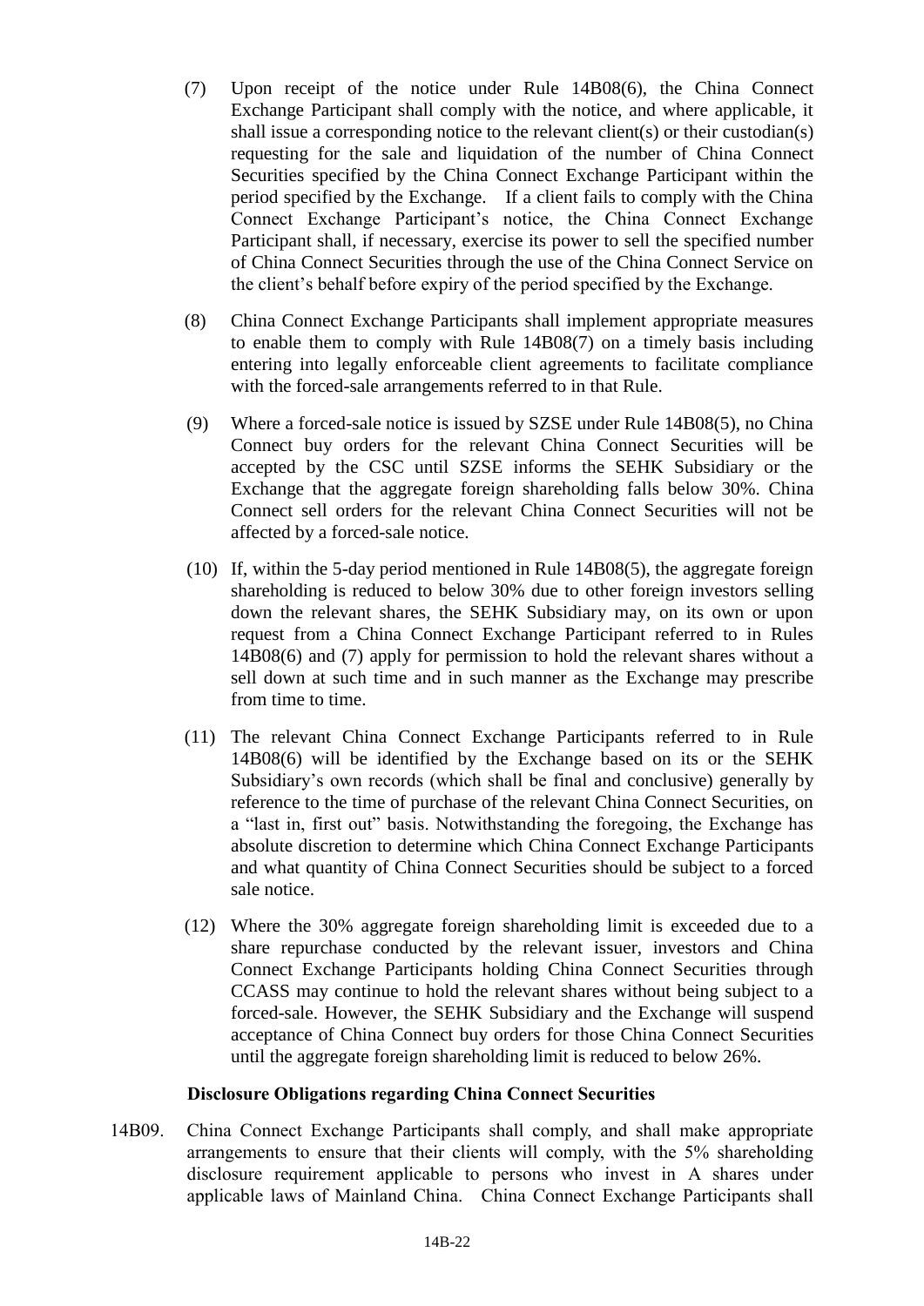(7) Upon receipt of the notice under Rule 14B08(6), the China Connect Exchange Participant shall comply with the notice, and where applicable, it shall issue a corresponding notice to the relevant client(s) or their custodian(s) requesting for the sale and liquidation of the number of China Connect Securities specified by the China Connect Exchange Participant within the period specified by the Exchange. If a client fails to comply with the China Connect Exchange Participant's notice, the China Connect Exchange Participant shall, if necessary, exercise its power to sell the specified number of China Connect Securities through the use of the China Connect Service on the client's behalf before expiry of the period specified by the Exchange.

(8) China Connect Exchange Participants shall implement appropriate measures to enable them to comply with Rule 14B08(7) on a timely basis including entering into legally enforceable client agreements to facilitate compliance with the forced-sale arrangements referred to in that Rule.

(9) Where a forced-sale notice is issued by SZSE under Rule 14B08(5), no China Connect buy orders for the relevant China Connect Securities will be accepted by the CSC until SZSE informs the SEHK Subsidiary or the Exchange that the aggregate foreign shareholding falls below 30%. China Connect sell orders for the relevant China Connect Securities will not be affected by a forced-sale notice.

(10) If, within the 5-day period mentioned in Rule 14B08(5), the aggregate foreign shareholding is reduced to below 30% due to other foreign investors selling down the relevant shares, the SEHK Subsidiary may, on its own or upon request from a China Connect Exchange Participant referred to in Rules 14B08(6) and (7) apply for permission to hold the relevant shares without a sell down at such time and in such manner as the Exchange may prescribe from time to time.

(11) The relevant China Connect Exchange Participants referred to in Rule 14B08(6) will be identified by the Exchange based on its or the SEHK Subsidiary's own records (which shall be final and conclusive) generally by reference to the time of purchase of the relevant China Connect Securities, on a "last in, first out" basis. Notwithstanding the foregoing, the Exchange has absolute discretion to determine which China Connect Exchange Participants and what quantity of China Connect Securities should be subject to a forced sale notice.

(12) Where the 30% aggregate foreign shareholding limit is exceeded due to a share repurchase conducted by the relevant issuer, investors and China Connect Exchange Participants holding China Connect Securities through CCASS may continue to hold the relevant shares without being subject to a forced-sale. However, the SEHK Subsidiary and the Exchange will suspend acceptance of China Connect buy orders for those China Connect Securities until the aggregate foreign shareholding limit is reduced to below 26%.

**Disclosure Obligations regarding China Connect Securities**

14B09. China Connect Exchange Participants shall comply, and shall make appropriate arrangements to ensure that their clients will comply, with the 5% shareholding disclosure requirement applicable to persons who invest in A shares under applicable laws of Mainland China. China Connect Exchange Participants shall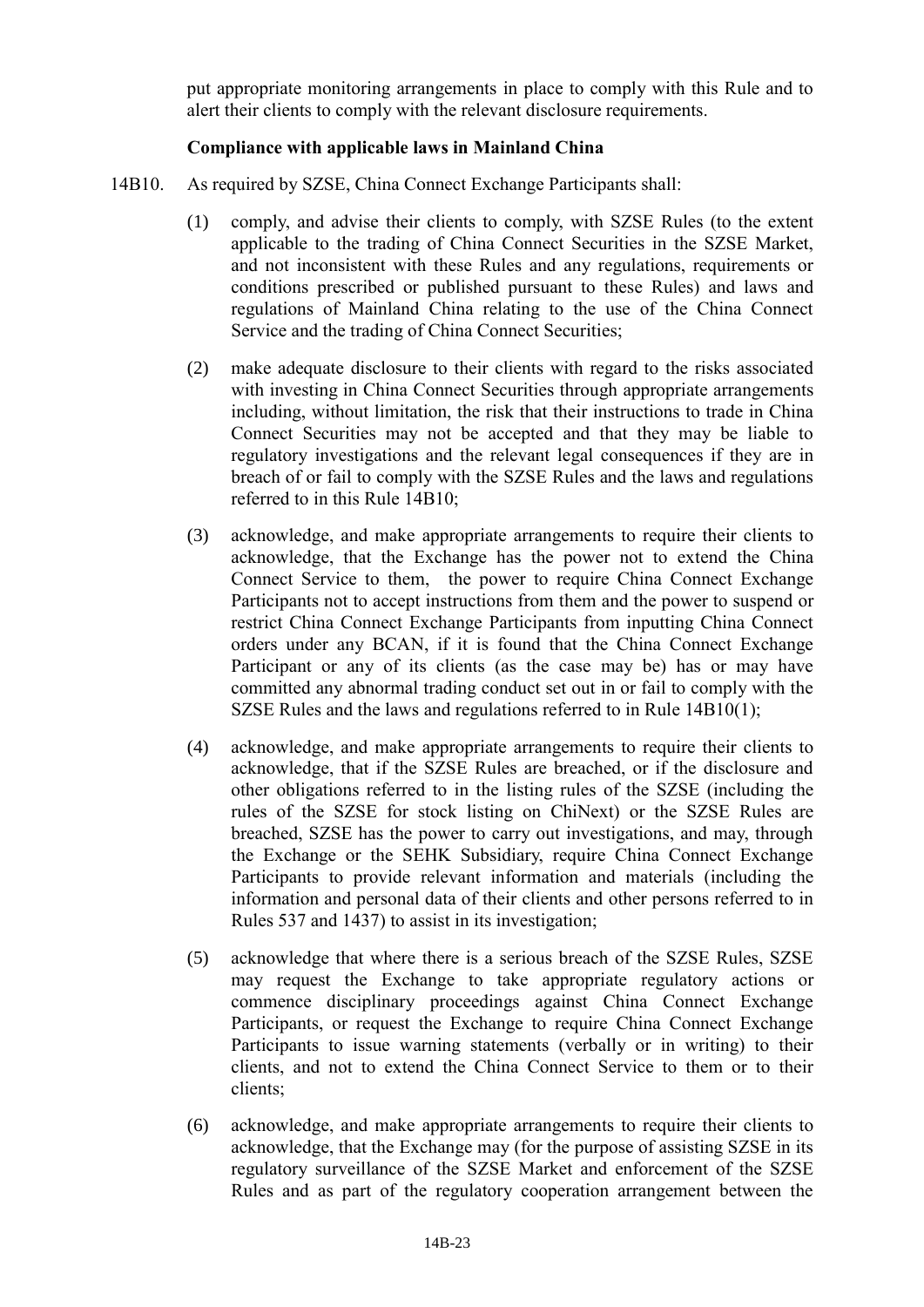put appropriate monitoring arrangements in place to comply with this Rule and to alert their clients to comply with the relevant disclosure requirements.

**Compliance with applicable laws in Mainland China**

14B10. As required by SZSE, China Connect Exchange Participants shall:

(1) comply, and advise their clients to comply, with SZSE Rules (to the extent applicable to the trading of China Connect Securities in the SZSE Market, and not inconsistent with these Rules and any regulations, requirements or conditions prescribed or published pursuant to these Rules) and laws and regulations of Mainland China relating to the use of the China Connect Service and the trading of China Connect Securities;

(2) make adequate disclosure to their clients with regard to the risks associated with investing in China Connect Securities through appropriate arrangements including, without limitation, the risk that their instructions to trade in China Connect Securities may not be accepted and that they may be liable to regulatory investigations and the relevant legal consequences if they are in breach of or fail to comply with the SZSE Rules and the laws and regulations referred to in this Rule 14B10;

(3) acknowledge, and make appropriate arrangements to require their clients to acknowledge, that the Exchange has the power not to extend the China Connect Service to them, the power to require China Connect Exchange Participants not to accept instructions from them and the power to suspend or restrict China Connect Exchange Participants from inputting China Connect orders under any BCAN, if it is found that the China Connect Exchange Participant or any of its clients (as the case may be) has or may have committed any abnormal trading conduct set out in or fail to comply with the SZSE Rules and the laws and regulations referred to in Rule 14B10(1);

(4) acknowledge, and make appropriate arrangements to require their clients to acknowledge, that if the SZSE Rules are breached, or if the disclosure and other obligations referred to in the listing rules of the SZSE (including the rules of the SZSE for stock listing on ChiNext) or the SZSE Rules are breached, SZSE has the power to carry out investigations, and may, through the Exchange or the SEHK Subsidiary, require China Connect Exchange Participants to provide relevant information and materials (including the information and personal data of their clients and other persons referred to in Rules 537 and 1437) to assist in its investigation;

(5) acknowledge that where there is a serious breach of the SZSE Rules, SZSE may request the Exchange to take appropriate regulatory actions or commence disciplinary proceedings against China Connect Exchange Participants, or request the Exchange to require China Connect Exchange Participants to issue warning statements (verbally or in writing) to their clients, and not to extend the China Connect Service to them or to their clients;

(6) acknowledge, and make appropriate arrangements to require their clients to acknowledge, that the Exchange may (for the purpose of assisting SZSE in its regulatory surveillance of the SZSE Market and enforcement of the SZSE Rules and as part of the regulatory cooperation arrangement between the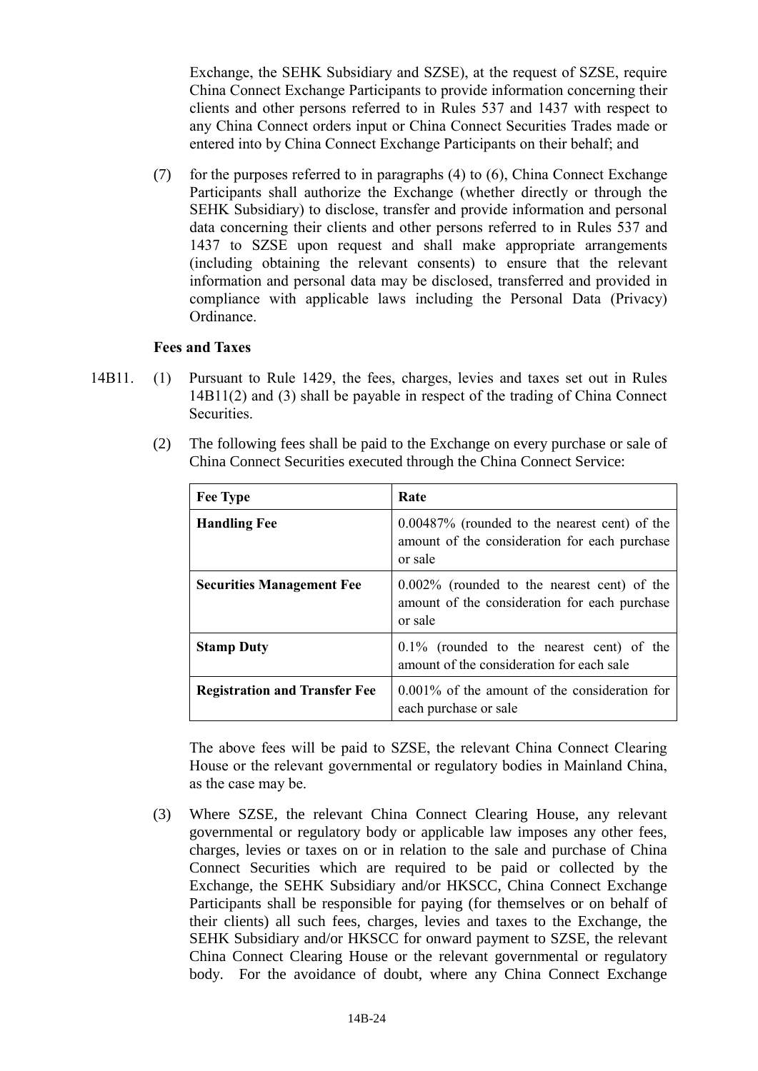Exchange, the SEHK Subsidiary and SZSE), at the request of SZSE, require China Connect Exchange Participants to provide information concerning their clients and other persons referred to in Rules 537 and 1437 with respect to any China Connect orders input or China Connect Securities Trades made or entered into by China Connect Exchange Participants on their behalf; and

(7) for the purposes referred to in paragraphs (4) to (6), China Connect Exchange Participants shall authorize the Exchange (whether directly or through the SEHK Subsidiary) to disclose, transfer and provide information and personal data concerning their clients and other persons referred to in Rules 537 and 1437 to SZSE upon request and shall make appropriate arrangements (including obtaining the relevant consents) to ensure that the relevant information and personal data may be disclosed, transferred and provided in compliance with applicable laws including the Personal Data (Privacy) Ordinance.

**Fees and Taxes**

14B11. (1) Pursuant to Rule 1429, the fees, charges, levies and taxes set out in Rules 14B11(2) and (3) shall be payable in respect of the trading of China Connect Securities.

(2) The following fees shall be paid to the Exchange on every purchase or sale of China Connect Securities executed through the China Connect Service:

| Fee Type | Rate |
| --- | --- |
| **Handling Fee** | 0.00487% (rounded to the nearest cent) of the amount of the consideration for each purchase or sale |
| **Securities Management Fee** | 0.002% (rounded to the nearest cent) of the amount of the consideration for each purchase or sale |
| **Stamp Duty** | 0.1% (rounded to the nearest cent) of the amount of the consideration for each sale |
| **Registration and Transfer Fee** | 0.001% of the amount of the consideration for each purchase or sale |

The above fees will be paid to SZSE, the relevant China Connect Clearing House or the relevant governmental or regulatory bodies in Mainland China, as the case may be.

(3) Where SZSE, the relevant China Connect Clearing House, any relevant governmental or regulatory body or applicable law imposes any other fees, charges, levies or taxes on or in relation to the sale and purchase of China Connect Securities which are required to be paid or collected by the Exchange, the SEHK Subsidiary and/or HKSCC, China Connect Exchange Participants shall be responsible for paying (for themselves or on behalf of their clients) all such fees, charges, levies and taxes to the Exchange, the SEHK Subsidiary and/or HKSCC for onward payment to SZSE, the relevant China Connect Clearing House or the relevant governmental or regulatory body. For the avoidance of doubt, where any China Connect Exchange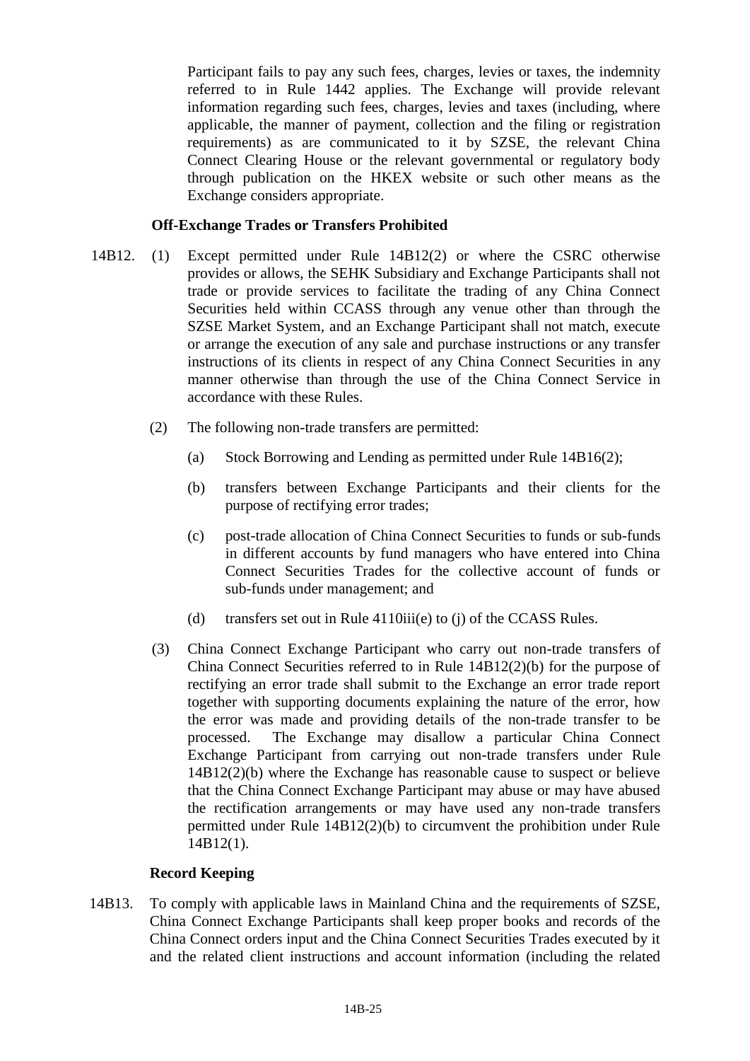Participant fails to pay any such fees, charges, levies or taxes, the indemnity referred to in Rule 1442 applies. The Exchange will provide relevant information regarding such fees, charges, levies and taxes (including, where applicable, the manner of payment, collection and the filing or registration requirements) as are communicated to it by SZSE, the relevant China Connect Clearing House or the relevant governmental or regulatory body through publication on the HKEX website or such other means as the Exchange considers appropriate.

**Off-Exchange Trades or Transfers Prohibited**

14B12. (1) Except permitted under Rule 14B12(2) or where the CSRC otherwise provides or allows, the SEHK Subsidiary and Exchange Participants shall not trade or provide services to facilitate the trading of any China Connect Securities held within CCASS through any venue other than through the SZSE Market System, and an Exchange Participant shall not match, execute or arrange the execution of any sale and purchase instructions or any transfer instructions of its clients in respect of any China Connect Securities in any manner otherwise than through the use of the China Connect Service in accordance with these Rules.

(2) The following non-trade transfers are permitted:

(a) Stock Borrowing and Lending as permitted under Rule 14B16(2);

(b) transfers between Exchange Participants and their clients for the purpose of rectifying error trades;

(c) post-trade allocation of China Connect Securities to funds or sub-funds in different accounts by fund managers who have entered into China Connect Securities Trades for the collective account of funds or sub-funds under management; and

(d) transfers set out in Rule 4110iii(e) to (j) of the CCASS Rules.

(3) China Connect Exchange Participant who carry out non-trade transfers of China Connect Securities referred to in Rule 14B12(2)(b) for the purpose of rectifying an error trade shall submit to the Exchange an error trade report together with supporting documents explaining the nature of the error, how the error was made and providing details of the non-trade transfer to be processed. The Exchange may disallow a particular China Connect Exchange Participant from carrying out non-trade transfers under Rule 14B12(2)(b) where the Exchange has reasonable cause to suspect or believe that the China Connect Exchange Participant may abuse or may have abused the rectification arrangements or may have used any non-trade transfers permitted under Rule 14B12(2)(b) to circumvent the prohibition under Rule 14B12(1).

**Record Keeping**

14B13. To comply with applicable laws in Mainland China and the requirements of SZSE, China Connect Exchange Participants shall keep proper books and records of the China Connect orders input and the China Connect Securities Trades executed by it and the related client instructions and account information (including the related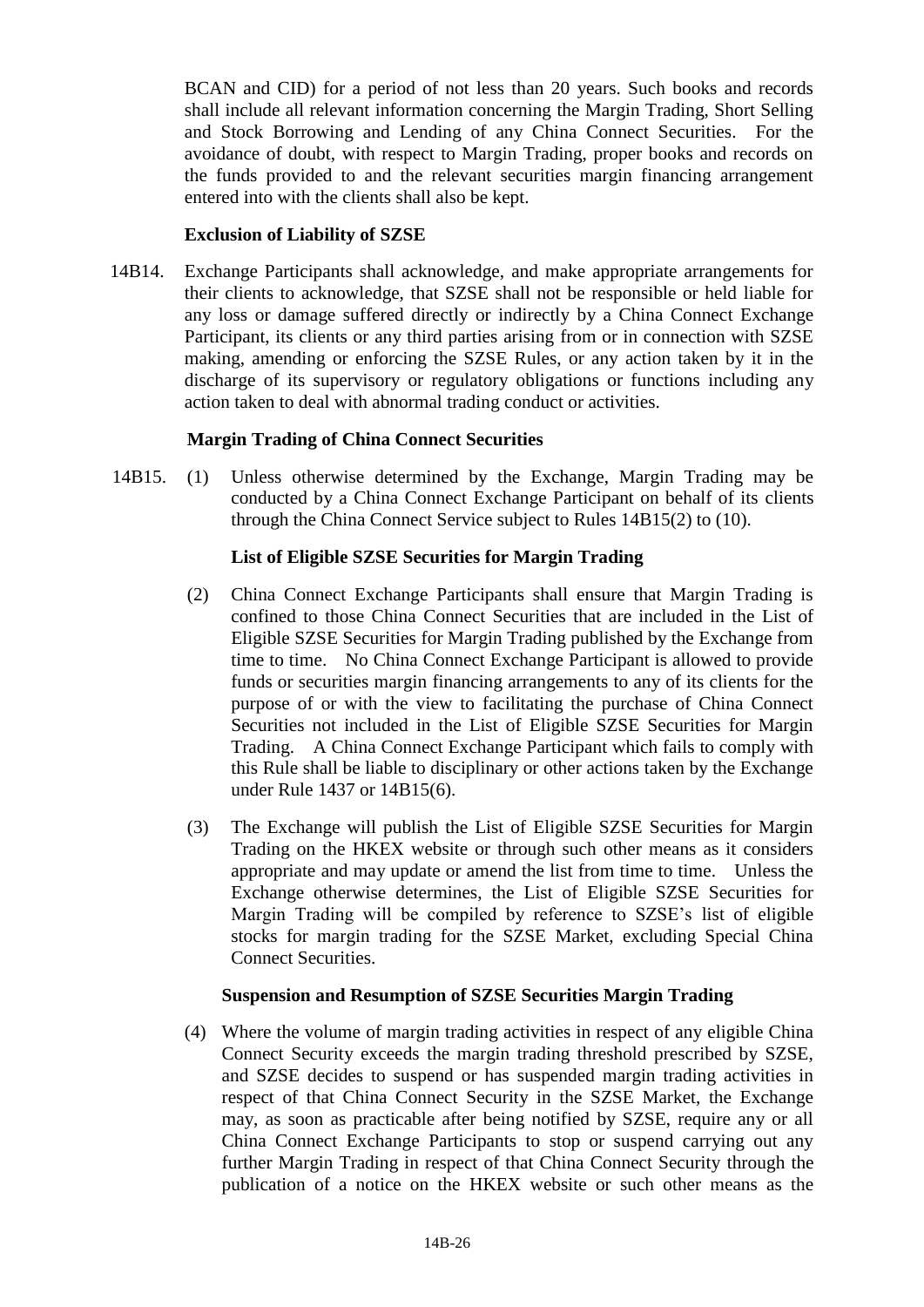BCAN and CID) for a period of not less than 20 years. Such books and records shall include all relevant information concerning the Margin Trading, Short Selling and Stock Borrowing and Lending of any China Connect Securities. For the avoidance of doubt, with respect to Margin Trading, proper books and records on the funds provided to and the relevant securities margin financing arrangement entered into with the clients shall also be kept.

**Exclusion of Liability of SZSE**

14B14. Exchange Participants shall acknowledge, and make appropriate arrangements for their clients to acknowledge, that SZSE shall not be responsible or held liable for any loss or damage suffered directly or indirectly by a China Connect Exchange Participant, its clients or any third parties arising from or in connection with SZSE making, amending or enforcing the SZSE Rules, or any action taken by it in the discharge of its supervisory or regulatory obligations or functions including any action taken to deal with abnormal trading conduct or activities.

**Margin Trading of China Connect Securities**

14B15. (1) Unless otherwise determined by the Exchange, Margin Trading may be conducted by a China Connect Exchange Participant on behalf of its clients through the China Connect Service subject to Rules 14B15(2) to (10).

**List of Eligible SZSE Securities for Margin Trading**

(2) China Connect Exchange Participants shall ensure that Margin Trading is confined to those China Connect Securities that are included in the List of Eligible SZSE Securities for Margin Trading published by the Exchange from time to time. No China Connect Exchange Participant is allowed to provide funds or securities margin financing arrangements to any of its clients for the purpose of or with the view to facilitating the purchase of China Connect Securities not included in the List of Eligible SZSE Securities for Margin Trading. A China Connect Exchange Participant which fails to comply with this Rule shall be liable to disciplinary or other actions taken by the Exchange under Rule 1437 or 14B15(6).

(3) The Exchange will publish the List of Eligible SZSE Securities for Margin Trading on the HKEX website or through such other means as it considers appropriate and may update or amend the list from time to time. Unless the Exchange otherwise determines, the List of Eligible SZSE Securities for Margin Trading will be compiled by reference to SZSE's list of eligible stocks for margin trading for the SZSE Market, excluding Special China Connect Securities.

**Suspension and Resumption of SZSE Securities Margin Trading**

(4) Where the volume of margin trading activities in respect of any eligible China Connect Security exceeds the margin trading threshold prescribed by SZSE, and SZSE decides to suspend or has suspended margin trading activities in respect of that China Connect Security in the SZSE Market, the Exchange may, as soon as practicable after being notified by SZSE, require any or all China Connect Exchange Participants to stop or suspend carrying out any further Margin Trading in respect of that China Connect Security through the publication of a notice on the HKEX website or such other means as the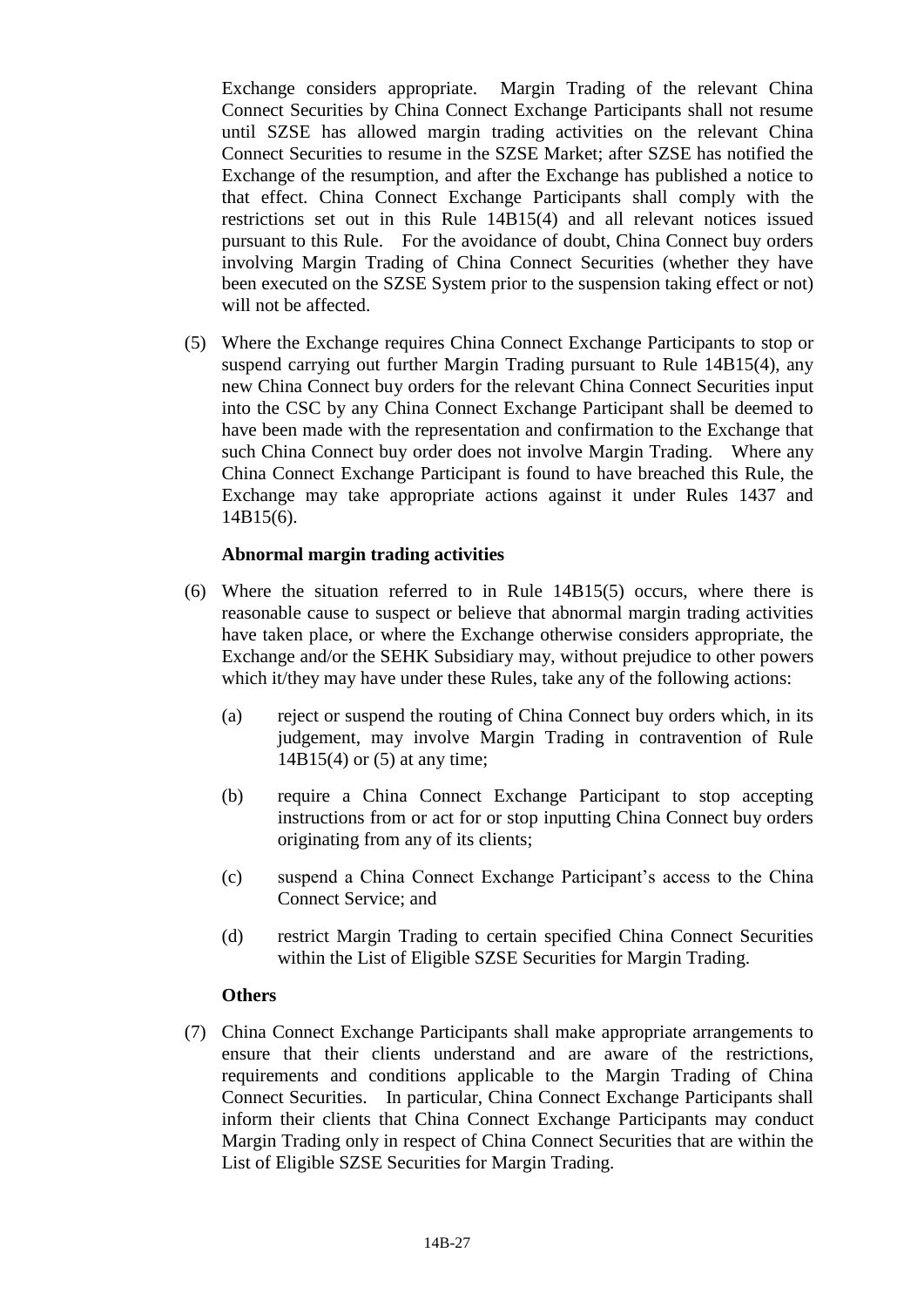Exchange considers appropriate. Margin Trading of the relevant China Connect Securities by China Connect Exchange Participants shall not resume until SZSE has allowed margin trading activities on the relevant China Connect Securities to resume in the SZSE Market; after SZSE has notified the Exchange of the resumption, and after the Exchange has published a notice to that effect. China Connect Exchange Participants shall comply with the restrictions set out in this Rule 14B15(4) and all relevant notices issued pursuant to this Rule. For the avoidance of doubt, China Connect buy orders involving Margin Trading of China Connect Securities (whether they have been executed on the SZSE System prior to the suspension taking effect or not) will not be affected.

(5) Where the Exchange requires China Connect Exchange Participants to stop or suspend carrying out further Margin Trading pursuant to Rule 14B15(4), any new China Connect buy orders for the relevant China Connect Securities input into the CSC by any China Connect Exchange Participant shall be deemed to have been made with the representation and confirmation to the Exchange that such China Connect buy order does not involve Margin Trading. Where any China Connect Exchange Participant is found to have breached this Rule, the Exchange may take appropriate actions against it under Rules 1437 and 14B15(6).

**Abnormal margin trading activities**

(6) Where the situation referred to in Rule 14B15(5) occurs, where there is reasonable cause to suspect or believe that abnormal margin trading activities have taken place, or where the Exchange otherwise considers appropriate, the Exchange and/or the SEHK Subsidiary may, without prejudice to other powers which it/they may have under these Rules, take any of the following actions:

(a) reject or suspend the routing of China Connect buy orders which, in its judgement, may involve Margin Trading in contravention of Rule 14B15(4) or (5) at any time;

(b) require a China Connect Exchange Participant to stop accepting instructions from or act for or stop inputting China Connect buy orders originating from any of its clients;

(c) suspend a China Connect Exchange Participant's access to the China Connect Service; and

(d) restrict Margin Trading to certain specified China Connect Securities within the List of Eligible SZSE Securities for Margin Trading.

**Others**

(7) China Connect Exchange Participants shall make appropriate arrangements to ensure that their clients understand and are aware of the restrictions, requirements and conditions applicable to the Margin Trading of China Connect Securities. In particular, China Connect Exchange Participants shall inform their clients that China Connect Exchange Participants may conduct Margin Trading only in respect of China Connect Securities that are within the List of Eligible SZSE Securities for Margin Trading.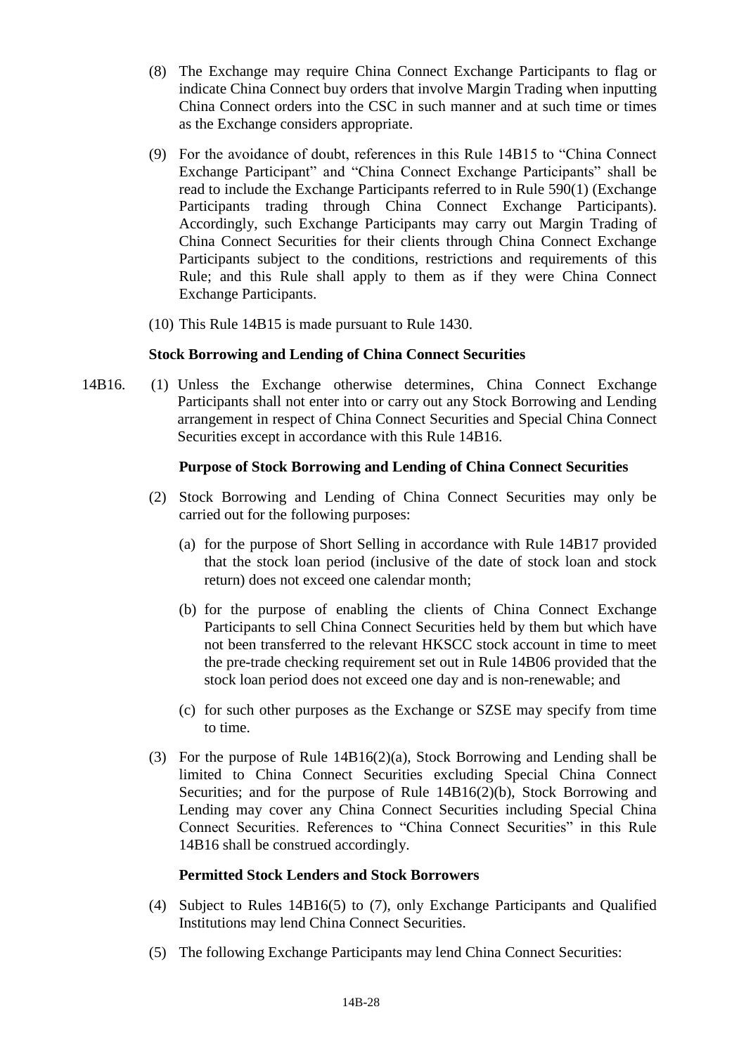(8) The Exchange may require China Connect Exchange Participants to flag or indicate China Connect buy orders that involve Margin Trading when inputting China Connect orders into the CSC in such manner and at such time or times as the Exchange considers appropriate.

(9) For the avoidance of doubt, references in this Rule 14B15 to "China Connect Exchange Participant" and "China Connect Exchange Participants" shall be read to include the Exchange Participants referred to in Rule 590(1) (Exchange Participants trading through China Connect Exchange Participants). Accordingly, such Exchange Participants may carry out Margin Trading of China Connect Securities for their clients through China Connect Exchange Participants subject to the conditions, restrictions and requirements of this Rule; and this Rule shall apply to them as if they were China Connect Exchange Participants.

(10) This Rule 14B15 is made pursuant to Rule 1430.

**Stock Borrowing and Lending of China Connect Securities**

14B16. (1) Unless the Exchange otherwise determines, China Connect Exchange Participants shall not enter into or carry out any Stock Borrowing and Lending arrangement in respect of China Connect Securities and Special China Connect Securities except in accordance with this Rule 14B16.

**Purpose of Stock Borrowing and Lending of China Connect Securities**

(2) Stock Borrowing and Lending of China Connect Securities may only be carried out for the following purposes:

(a) for the purpose of Short Selling in accordance with Rule 14B17 provided that the stock loan period (inclusive of the date of stock loan and stock return) does not exceed one calendar month;

(b) for the purpose of enabling the clients of China Connect Exchange Participants to sell China Connect Securities held by them but which have not been transferred to the relevant HKSCC stock account in time to meet the pre-trade checking requirement set out in Rule 14B06 provided that the stock loan period does not exceed one day and is non-renewable; and

(c) for such other purposes as the Exchange or SZSE may specify from time to time.

(3) For the purpose of Rule 14B16(2)(a), Stock Borrowing and Lending shall be limited to China Connect Securities excluding Special China Connect Securities; and for the purpose of Rule 14B16(2)(b), Stock Borrowing and Lending may cover any China Connect Securities including Special China Connect Securities. References to "China Connect Securities" in this Rule 14B16 shall be construed accordingly.

**Permitted Stock Lenders and Stock Borrowers**

(4) Subject to Rules 14B16(5) to (7), only Exchange Participants and Qualified Institutions may lend China Connect Securities.

(5) The following Exchange Participants may lend China Connect Securities: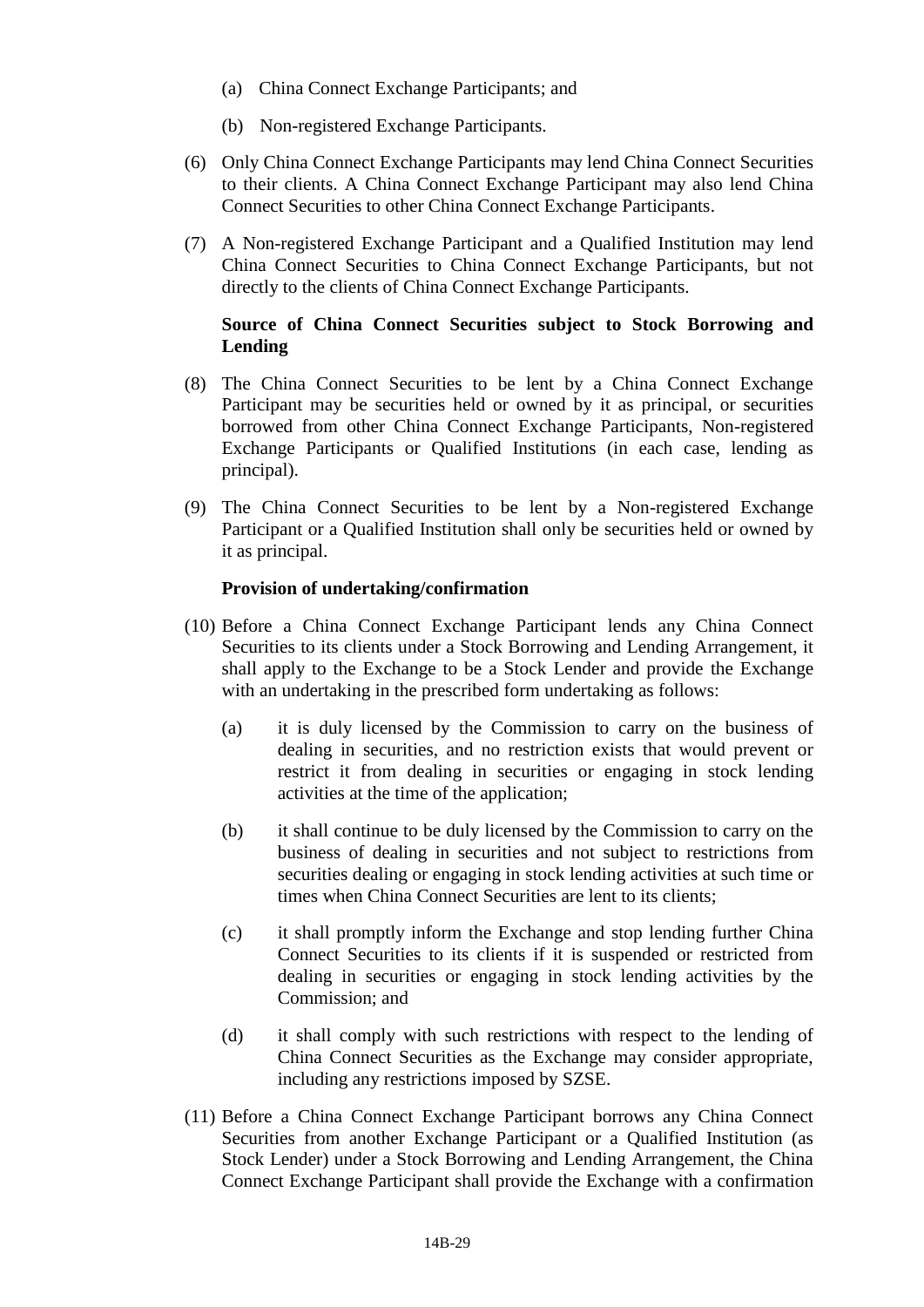(a) China Connect Exchange Participants; and

(b) Non-registered Exchange Participants.

(6) Only China Connect Exchange Participants may lend China Connect Securities to their clients. A China Connect Exchange Participant may also lend China Connect Securities to other China Connect Exchange Participants.

(7) A Non-registered Exchange Participant and a Qualified Institution may lend China Connect Securities to China Connect Exchange Participants, but not directly to the clients of China Connect Exchange Participants.

**Source of China Connect Securities subject to Stock Borrowing and Lending**

(8) The China Connect Securities to be lent by a China Connect Exchange Participant may be securities held or owned by it as principal, or securities borrowed from other China Connect Exchange Participants, Non-registered Exchange Participants or Qualified Institutions (in each case, lending as principal).

(9) The China Connect Securities to be lent by a Non-registered Exchange Participant or a Qualified Institution shall only be securities held or owned by it as principal.

**Provision of undertaking/confirmation**

(10) Before a China Connect Exchange Participant lends any China Connect Securities to its clients under a Stock Borrowing and Lending Arrangement, it shall apply to the Exchange to be a Stock Lender and provide the Exchange with an undertaking in the prescribed form undertaking as follows:

(a) it is duly licensed by the Commission to carry on the business of dealing in securities, and no restriction exists that would prevent or restrict it from dealing in securities or engaging in stock lending activities at the time of the application;

(b) it shall continue to be duly licensed by the Commission to carry on the business of dealing in securities and not subject to restrictions from securities dealing or engaging in stock lending activities at such time or times when China Connect Securities are lent to its clients;

(c) it shall promptly inform the Exchange and stop lending further China Connect Securities to its clients if it is suspended or restricted from dealing in securities or engaging in stock lending activities by the Commission; and

(d) it shall comply with such restrictions with respect to the lending of China Connect Securities as the Exchange may consider appropriate, including any restrictions imposed by SZSE.

(11) Before a China Connect Exchange Participant borrows any China Connect Securities from another Exchange Participant or a Qualified Institution (as Stock Lender) under a Stock Borrowing and Lending Arrangement, the China Connect Exchange Participant shall provide the Exchange with a confirmation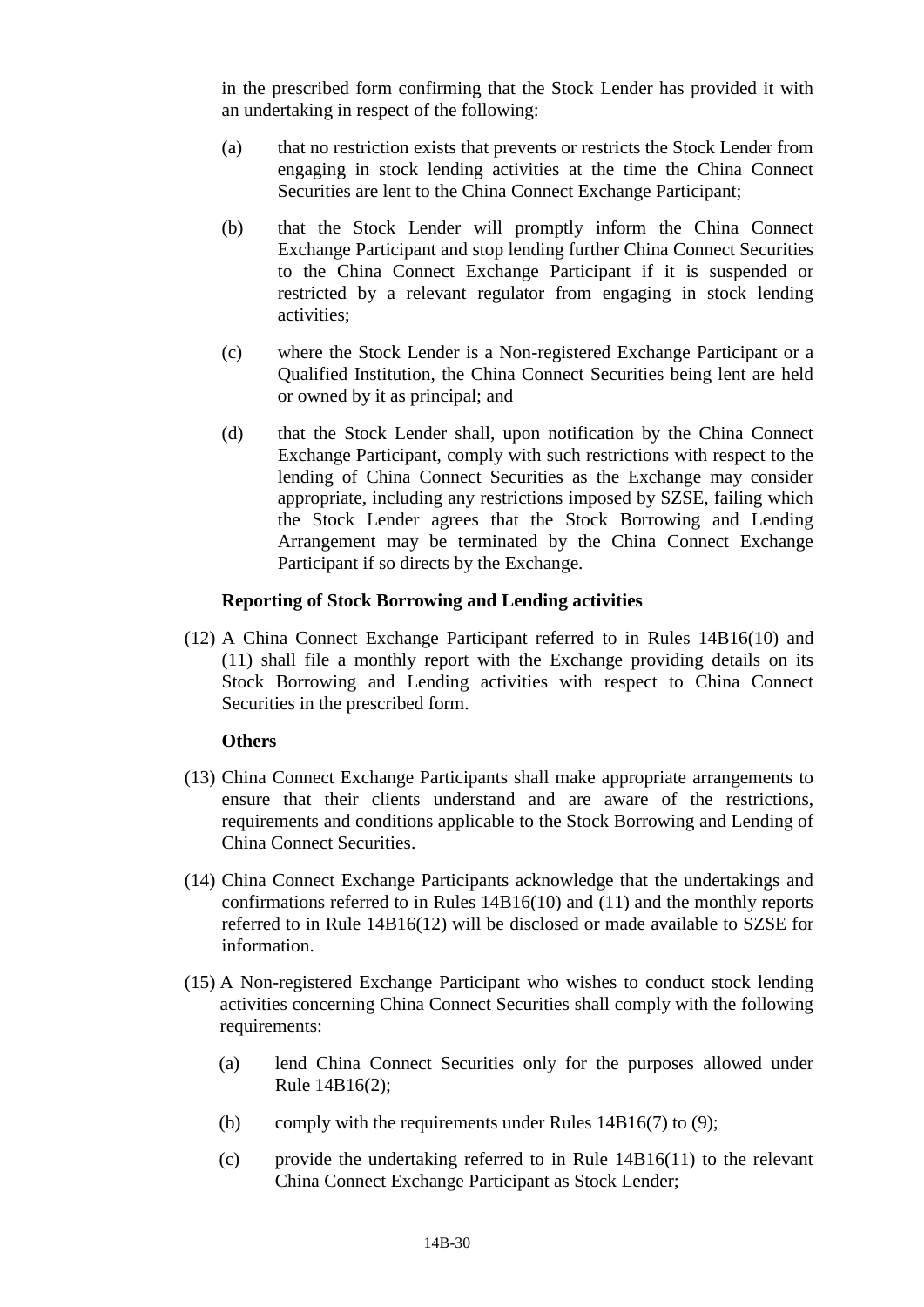in the prescribed form confirming that the Stock Lender has provided it with an undertaking in respect of the following:

(a) that no restriction exists that prevents or restricts the Stock Lender from engaging in stock lending activities at the time the China Connect Securities are lent to the China Connect Exchange Participant;

(b) that the Stock Lender will promptly inform the China Connect Exchange Participant and stop lending further China Connect Securities to the China Connect Exchange Participant if it is suspended or restricted by a relevant regulator from engaging in stock lending activities;

(c) where the Stock Lender is a Non-registered Exchange Participant or a Qualified Institution, the China Connect Securities being lent are held or owned by it as principal; and

(d) that the Stock Lender shall, upon notification by the China Connect Exchange Participant, comply with such restrictions with respect to the lending of China Connect Securities as the Exchange may consider appropriate, including any restrictions imposed by SZSE, failing which the Stock Lender agrees that the Stock Borrowing and Lending Arrangement may be terminated by the China Connect Exchange Participant if so directs by the Exchange.

**Reporting of Stock Borrowing and Lending activities**

(12) A China Connect Exchange Participant referred to in Rules 14B16(10) and (11) shall file a monthly report with the Exchange providing details on its Stock Borrowing and Lending activities with respect to China Connect Securities in the prescribed form.

**Others**

(13) China Connect Exchange Participants shall make appropriate arrangements to ensure that their clients understand and are aware of the restrictions, requirements and conditions applicable to the Stock Borrowing and Lending of China Connect Securities.

(14) China Connect Exchange Participants acknowledge that the undertakings and confirmations referred to in Rules 14B16(10) and (11) and the monthly reports referred to in Rule 14B16(12) will be disclosed or made available to SZSE for information.

(15) A Non-registered Exchange Participant who wishes to conduct stock lending activities concerning China Connect Securities shall comply with the following requirements:

(a) lend China Connect Securities only for the purposes allowed under Rule 14B16(2);

(b) comply with the requirements under Rules 14B16(7) to (9);

(c) provide the undertaking referred to in Rule 14B16(11) to the relevant China Connect Exchange Participant as Stock Lender;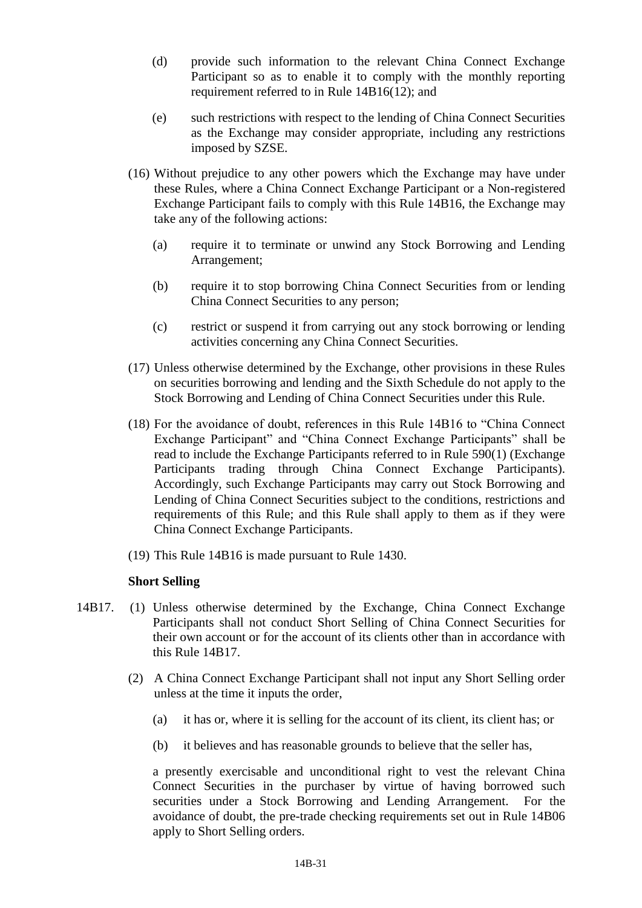(d) provide such information to the relevant China Connect Exchange Participant so as to enable it to comply with the monthly reporting requirement referred to in Rule 14B16(12); and

(e) such restrictions with respect to the lending of China Connect Securities as the Exchange may consider appropriate, including any restrictions imposed by SZSE.

(16) Without prejudice to any other powers which the Exchange may have under these Rules, where a China Connect Exchange Participant or a Non-registered Exchange Participant fails to comply with this Rule 14B16, the Exchange may take any of the following actions:

(a) require it to terminate or unwind any Stock Borrowing and Lending Arrangement;

(b) require it to stop borrowing China Connect Securities from or lending China Connect Securities to any person;

(c) restrict or suspend it from carrying out any stock borrowing or lending activities concerning any China Connect Securities.

(17) Unless otherwise determined by the Exchange, other provisions in these Rules on securities borrowing and lending and the Sixth Schedule do not apply to the Stock Borrowing and Lending of China Connect Securities under this Rule.

(18) For the avoidance of doubt, references in this Rule 14B16 to "China Connect Exchange Participant" and "China Connect Exchange Participants" shall be read to include the Exchange Participants referred to in Rule 590(1) (Exchange Participants trading through China Connect Exchange Participants). Accordingly, such Exchange Participants may carry out Stock Borrowing and Lending of China Connect Securities subject to the conditions, restrictions and requirements of this Rule; and this Rule shall apply to them as if they were China Connect Exchange Participants.

(19) This Rule 14B16 is made pursuant to Rule 1430.

**Short Selling**

14B17. (1) Unless otherwise determined by the Exchange, China Connect Exchange Participants shall not conduct Short Selling of China Connect Securities for their own account or for the account of its clients other than in accordance with this Rule 14B17.

(2) A China Connect Exchange Participant shall not input any Short Selling order unless at the time it inputs the order,

(a) it has or, where it is selling for the account of its client, its client has; or

(b) it believes and has reasonable grounds to believe that the seller has,

a presently exercisable and unconditional right to vest the relevant China Connect Securities in the purchaser by virtue of having borrowed such securities under a Stock Borrowing and Lending Arrangement. For the avoidance of doubt, the pre-trade checking requirements set out in Rule 14B06 apply to Short Selling orders.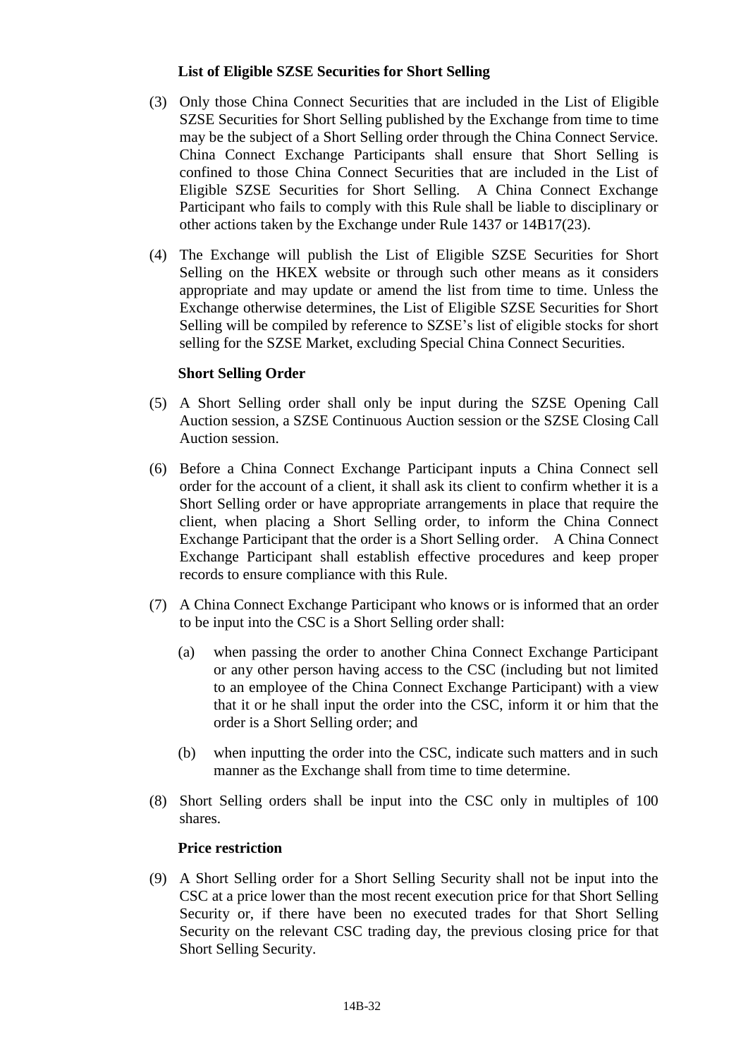**List of Eligible SZSE Securities for Short Selling**

(3) Only those China Connect Securities that are included in the List of Eligible SZSE Securities for Short Selling published by the Exchange from time to time may be the subject of a Short Selling order through the China Connect Service. China Connect Exchange Participants shall ensure that Short Selling is confined to those China Connect Securities that are included in the List of Eligible SZSE Securities for Short Selling. A China Connect Exchange Participant who fails to comply with this Rule shall be liable to disciplinary or other actions taken by the Exchange under Rule 1437 or 14B17(23).

(4) The Exchange will publish the List of Eligible SZSE Securities for Short Selling on the HKEX website or through such other means as it considers appropriate and may update or amend the list from time to time. Unless the Exchange otherwise determines, the List of Eligible SZSE Securities for Short Selling will be compiled by reference to SZSE's list of eligible stocks for short selling for the SZSE Market, excluding Special China Connect Securities.

**Short Selling Order**

(5) A Short Selling order shall only be input during the SZSE Opening Call Auction session, a SZSE Continuous Auction session or the SZSE Closing Call Auction session.

(6) Before a China Connect Exchange Participant inputs a China Connect sell order for the account of a client, it shall ask its client to confirm whether it is a Short Selling order or have appropriate arrangements in place that require the client, when placing a Short Selling order, to inform the China Connect Exchange Participant that the order is a Short Selling order. A China Connect Exchange Participant shall establish effective procedures and keep proper records to ensure compliance with this Rule.

(7) A China Connect Exchange Participant who knows or is informed that an order to be input into the CSC is a Short Selling order shall:

   (a) when passing the order to another China Connect Exchange Participant or any other person having access to the CSC (including but not limited to an employee of the China Connect Exchange Participant) with a view that it or he shall input the order into the CSC, inform it or him that the order is a Short Selling order; and

   (b) when inputting the order into the CSC, indicate such matters and in such manner as the Exchange shall from time to time determine.

(8) Short Selling orders shall be input into the CSC only in multiples of 100 shares.

**Price restriction**

(9) A Short Selling order for a Short Selling Security shall not be input into the CSC at a price lower than the most recent execution price for that Short Selling Security or, if there have been no executed trades for that Short Selling Security on the relevant CSC trading day, the previous closing price for that Short Selling Security.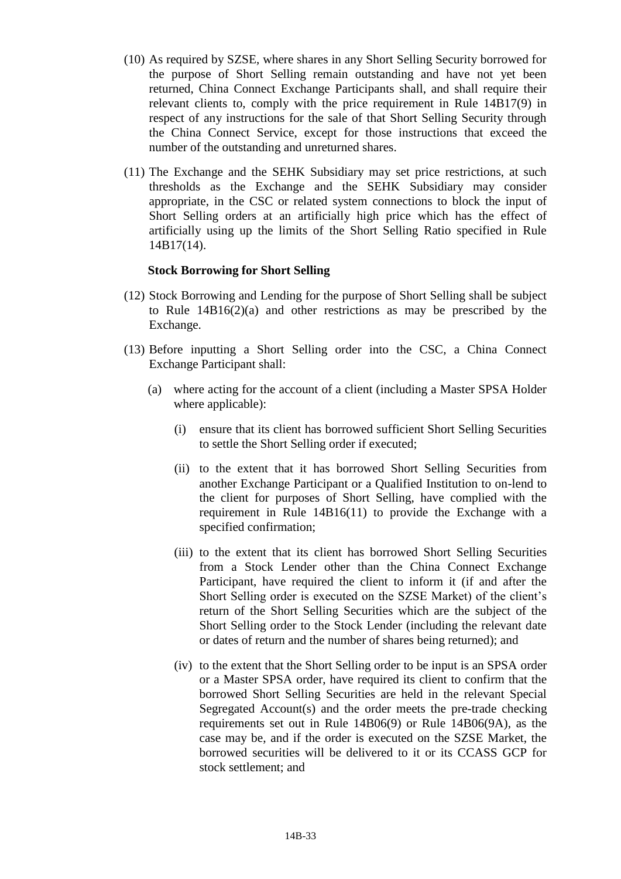(10) As required by SZSE, where shares in any Short Selling Security borrowed for the purpose of Short Selling remain outstanding and have not yet been returned, China Connect Exchange Participants shall, and shall require their relevant clients to, comply with the price requirement in Rule 14B17(9) in respect of any instructions for the sale of that Short Selling Security through the China Connect Service, except for those instructions that exceed the number of the outstanding and unreturned shares.

(11) The Exchange and the SEHK Subsidiary may set price restrictions, at such thresholds as the Exchange and the SEHK Subsidiary may consider appropriate, in the CSC or related system connections to block the input of Short Selling orders at an artificially high price which has the effect of artificially using up the limits of the Short Selling Ratio specified in Rule 14B17(14).

**Stock Borrowing for Short Selling**

(12) Stock Borrowing and Lending for the purpose of Short Selling shall be subject to Rule 14B16(2)(a) and other restrictions as may be prescribed by the Exchange.

(13) Before inputting a Short Selling order into the CSC, a China Connect Exchange Participant shall:

(a) where acting for the account of a client (including a Master SPSA Holder where applicable):

(i) ensure that its client has borrowed sufficient Short Selling Securities to settle the Short Selling order if executed;

(ii) to the extent that it has borrowed Short Selling Securities from another Exchange Participant or a Qualified Institution to on-lend to the client for purposes of Short Selling, have complied with the requirement in Rule 14B16(11) to provide the Exchange with a specified confirmation;

(iii) to the extent that its client has borrowed Short Selling Securities from a Stock Lender other than the China Connect Exchange Participant, have required the client to inform it (if and after the Short Selling order is executed on the SZSE Market) of the client's return of the Short Selling Securities which are the subject of the Short Selling order to the Stock Lender (including the relevant date or dates of return and the number of shares being returned); and

(iv) to the extent that the Short Selling order to be input is an SPSA order or a Master SPSA order, have required its client to confirm that the borrowed Short Selling Securities are held in the relevant Special Segregated Account(s) and the order meets the pre-trade checking requirements set out in Rule 14B06(9) or Rule 14B06(9A), as the case may be, and if the order is executed on the SZSE Market, the borrowed securities will be delivered to it or its CCASS GCP for stock settlement; and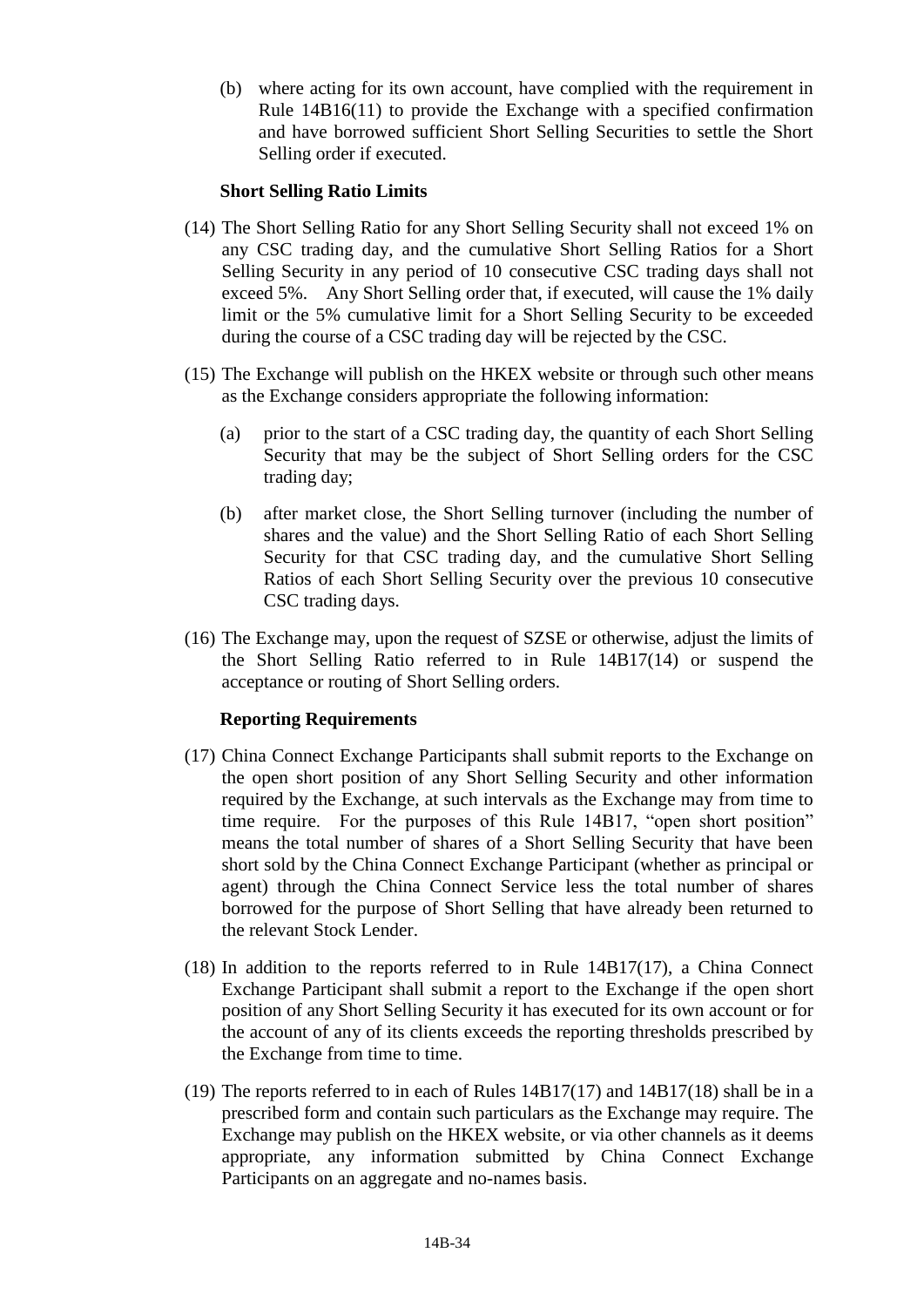(b) where acting for its own account, have complied with the requirement in Rule 14B16(11) to provide the Exchange with a specified confirmation and have borrowed sufficient Short Selling Securities to settle the Short Selling order if executed.

**Short Selling Ratio Limits**

(14) The Short Selling Ratio for any Short Selling Security shall not exceed 1% on any CSC trading day, and the cumulative Short Selling Ratios for a Short Selling Security in any period of 10 consecutive CSC trading days shall not exceed 5%. Any Short Selling order that, if executed, will cause the 1% daily limit or the 5% cumulative limit for a Short Selling Security to be exceeded during the course of a CSC trading day will be rejected by the CSC.

(15) The Exchange will publish on the HKEX website or through such other means as the Exchange considers appropriate the following information:

(a) prior to the start of a CSC trading day, the quantity of each Short Selling Security that may be the subject of Short Selling orders for the CSC trading day;

(b) after market close, the Short Selling turnover (including the number of shares and the value) and the Short Selling Ratio of each Short Selling Security for that CSC trading day, and the cumulative Short Selling Ratios of each Short Selling Security over the previous 10 consecutive CSC trading days.

(16) The Exchange may, upon the request of SZSE or otherwise, adjust the limits of the Short Selling Ratio referred to in Rule 14B17(14) or suspend the acceptance or routing of Short Selling orders.

**Reporting Requirements**

(17) China Connect Exchange Participants shall submit reports to the Exchange on the open short position of any Short Selling Security and other information required by the Exchange, at such intervals as the Exchange may from time to time require. For the purposes of this Rule 14B17, "open short position" means the total number of shares of a Short Selling Security that have been short sold by the China Connect Exchange Participant (whether as principal or agent) through the China Connect Service less the total number of shares borrowed for the purpose of Short Selling that have already been returned to the relevant Stock Lender.

(18) In addition to the reports referred to in Rule 14B17(17), a China Connect Exchange Participant shall submit a report to the Exchange if the open short position of any Short Selling Security it has executed for its own account or for the account of any of its clients exceeds the reporting thresholds prescribed by the Exchange from time to time.

(19) The reports referred to in each of Rules 14B17(17) and 14B17(18) shall be in a prescribed form and contain such particulars as the Exchange may require. The Exchange may publish on the HKEX website, or via other channels as it deems appropriate, any information submitted by China Connect Exchange Participants on an aggregate and no-names basis.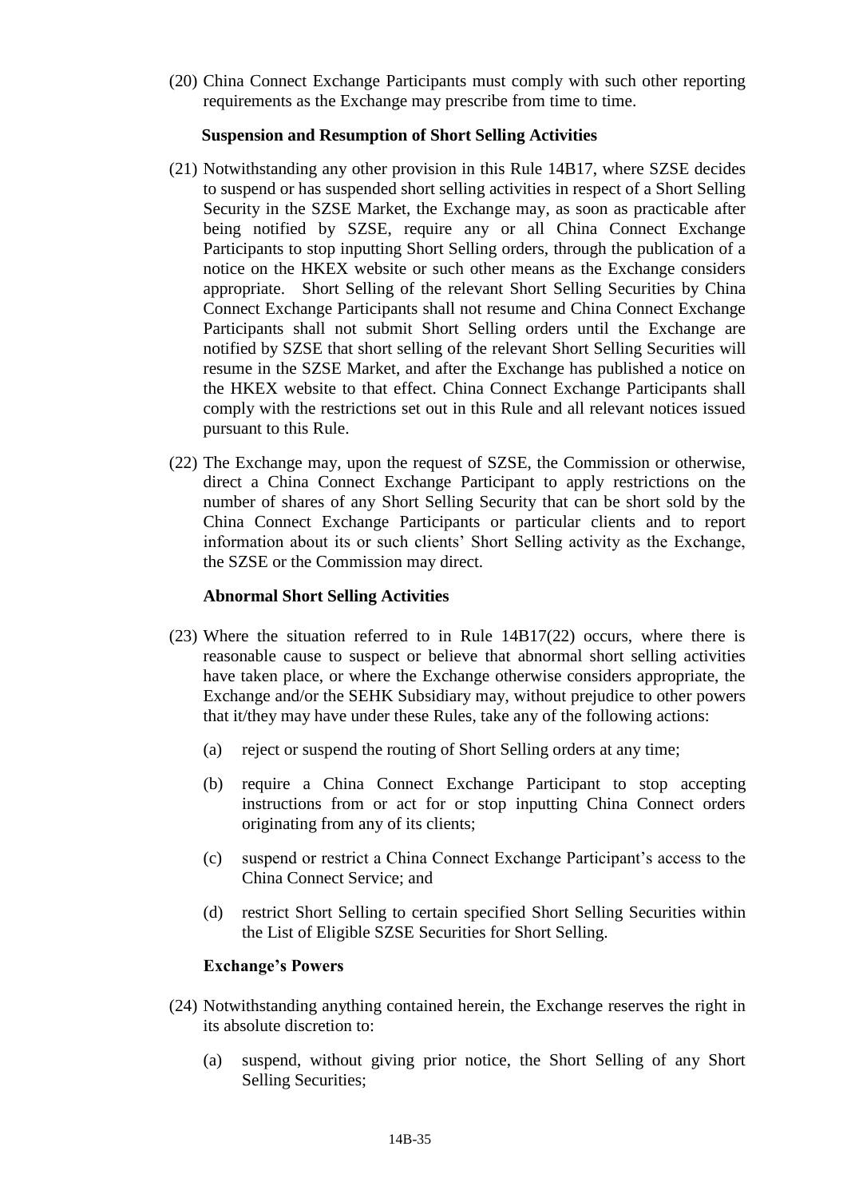(20) China Connect Exchange Participants must comply with such other reporting requirements as the Exchange may prescribe from time to time.

**Suspension and Resumption of Short Selling Activities**

(21) Notwithstanding any other provision in this Rule 14B17, where SZSE decides to suspend or has suspended short selling activities in respect of a Short Selling Security in the SZSE Market, the Exchange may, as soon as practicable after being notified by SZSE, require any or all China Connect Exchange Participants to stop inputting Short Selling orders, through the publication of a notice on the HKEX website or such other means as the Exchange considers appropriate. Short Selling of the relevant Short Selling Securities by China Connect Exchange Participants shall not resume and China Connect Exchange Participants shall not submit Short Selling orders until the Exchange are notified by SZSE that short selling of the relevant Short Selling Securities will resume in the SZSE Market, and after the Exchange has published a notice on the HKEX website to that effect. China Connect Exchange Participants shall comply with the restrictions set out in this Rule and all relevant notices issued pursuant to this Rule.

(22) The Exchange may, upon the request of SZSE, the Commission or otherwise, direct a China Connect Exchange Participant to apply restrictions on the number of shares of any Short Selling Security that can be short sold by the China Connect Exchange Participants or particular clients and to report information about its or such clients' Short Selling activity as the Exchange, the SZSE or the Commission may direct.

**Abnormal Short Selling Activities**

(23) Where the situation referred to in Rule 14B17(22) occurs, where there is reasonable cause to suspect or believe that abnormal short selling activities have taken place, or where the Exchange otherwise considers appropriate, the Exchange and/or the SEHK Subsidiary may, without prejudice to other powers that it/they may have under these Rules, take any of the following actions:

   (a) reject or suspend the routing of Short Selling orders at any time;

   (b) require a China Connect Exchange Participant to stop accepting instructions from or act for or stop inputting China Connect orders originating from any of its clients;

   (c) suspend or restrict a China Connect Exchange Participant's access to the China Connect Service; and

   (d) restrict Short Selling to certain specified Short Selling Securities within the List of Eligible SZSE Securities for Short Selling.

**Exchange's Powers**

(24) Notwithstanding anything contained herein, the Exchange reserves the right in its absolute discretion to:

   (a) suspend, without giving prior notice, the Short Selling of any Short Selling Securities;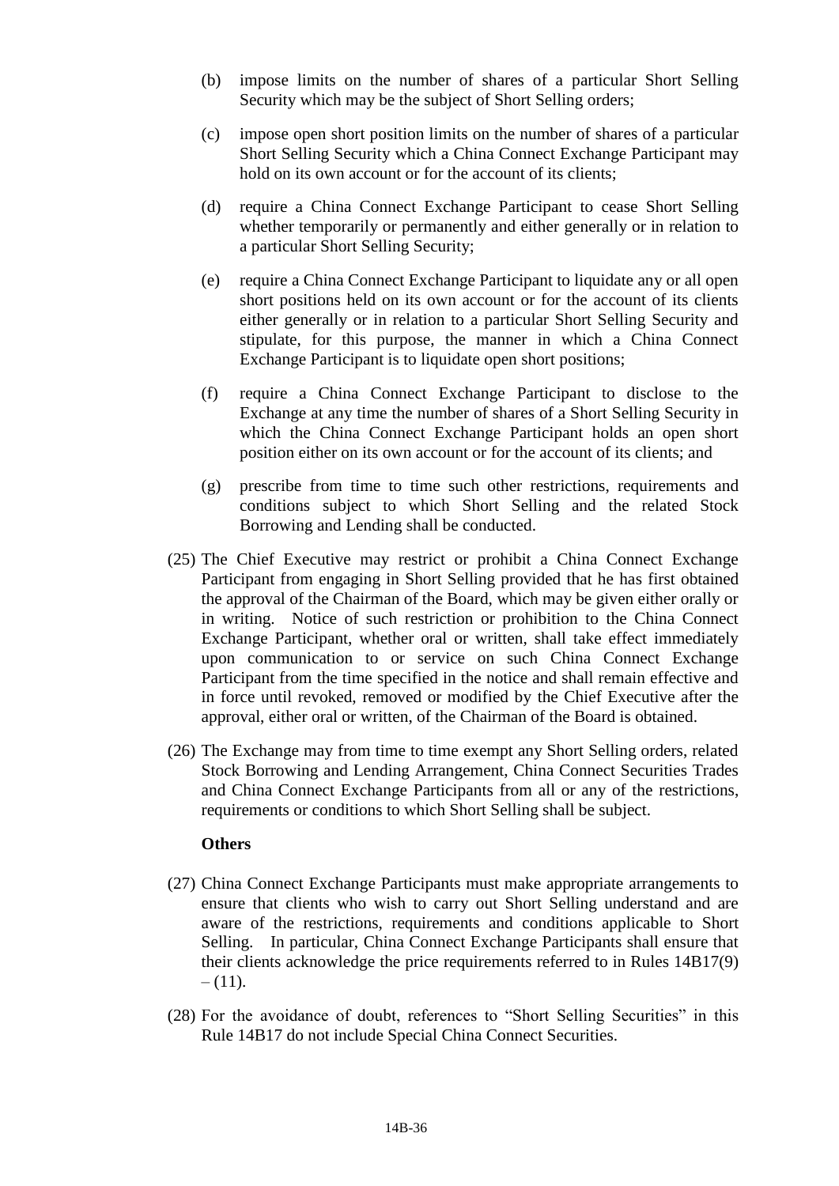(b) impose limits on the number of shares of a particular Short Selling Security which may be the subject of Short Selling orders;

(c) impose open short position limits on the number of shares of a particular Short Selling Security which a China Connect Exchange Participant may hold on its own account or for the account of its clients;

(d) require a China Connect Exchange Participant to cease Short Selling whether temporarily or permanently and either generally or in relation to a particular Short Selling Security;

(e) require a China Connect Exchange Participant to liquidate any or all open short positions held on its own account or for the account of its clients either generally or in relation to a particular Short Selling Security and stipulate, for this purpose, the manner in which a China Connect Exchange Participant is to liquidate open short positions;

(f) require a China Connect Exchange Participant to disclose to the Exchange at any time the number of shares of a Short Selling Security in which the China Connect Exchange Participant holds an open short position either on its own account or for the account of its clients; and

(g) prescribe from time to time such other restrictions, requirements and conditions subject to which Short Selling and the related Stock Borrowing and Lending shall be conducted.

(25) The Chief Executive may restrict or prohibit a China Connect Exchange Participant from engaging in Short Selling provided that he has first obtained the approval of the Chairman of the Board, which may be given either orally or in writing. Notice of such restriction or prohibition to the China Connect Exchange Participant, whether oral or written, shall take effect immediately upon communication to or service on such China Connect Exchange Participant from the time specified in the notice and shall remain effective and in force until revoked, removed or modified by the Chief Executive after the approval, either oral or written, of the Chairman of the Board is obtained.

(26) The Exchange may from time to time exempt any Short Selling orders, related Stock Borrowing and Lending Arrangement, China Connect Securities Trades and China Connect Exchange Participants from all or any of the restrictions, requirements or conditions to which Short Selling shall be subject.

**Others**

(27) China Connect Exchange Participants must make appropriate arrangements to ensure that clients who wish to carry out Short Selling understand and are aware of the restrictions, requirements and conditions applicable to Short Selling. In particular, China Connect Exchange Participants shall ensure that their clients acknowledge the price requirements referred to in Rules 14B17(9) – (11).

(28) For the avoidance of doubt, references to "Short Selling Securities" in this Rule 14B17 do not include Special China Connect Securities.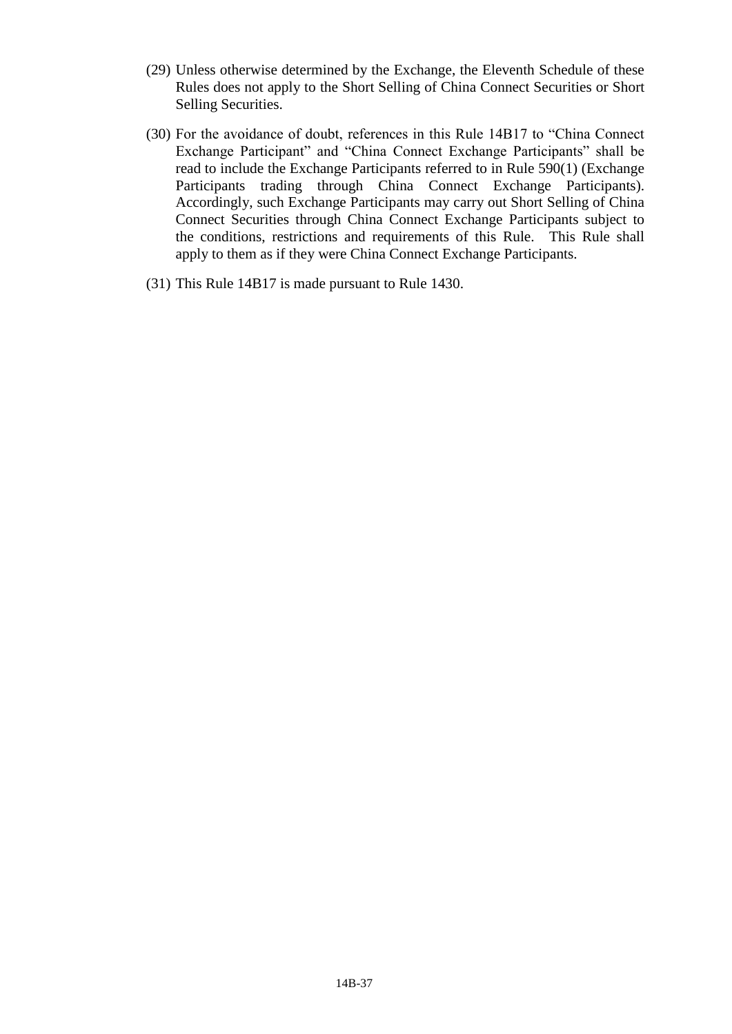(29) Unless otherwise determined by the Exchange, the Eleventh Schedule of these Rules does not apply to the Short Selling of China Connect Securities or Short Selling Securities.

(30) For the avoidance of doubt, references in this Rule 14B17 to "China Connect Exchange Participant" and "China Connect Exchange Participants" shall be read to include the Exchange Participants referred to in Rule 590(1) (Exchange Participants trading through China Connect Exchange Participants). Accordingly, such Exchange Participants may carry out Short Selling of China Connect Securities through China Connect Exchange Participants subject to the conditions, restrictions and requirements of this Rule. This Rule shall apply to them as if they were China Connect Exchange Participants.

(31) This Rule 14B17 is made pursuant to Rule 1430.